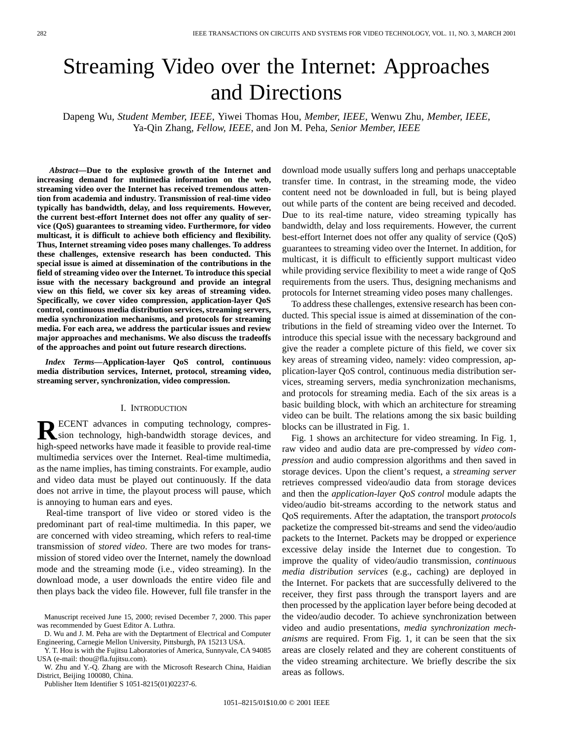# Streaming Video over the Internet: Approaches and Directions

Dapeng Wu, *Student Member, IEEE*, Yiwei Thomas Hou, *Member, IEEE*, Wenwu Zhu, *Member, IEEE*, Ya-Qin Zhang, *Fellow, IEEE*, and Jon M. Peha, *Senior Member, IEEE*

***Abstract*—Due to the explosive growth of the Internet and increasing demand for multimedia information on the web, streaming video over the Internet has received tremendous attention from academia and industry. Transmission of real-time video typically has bandwidth, delay, and loss requirements. However, the current best-effort Internet does not offer any quality of service (QoS) guarantees to streaming video. Furthermore, for video multicast, it is difficult to achieve both efficiency and flexibility. Thus, Internet streaming video poses many challenges. To address these challenges, extensive research has been conducted. This special issue is aimed at dissemination of the contributions in the field of streaming video over the Internet. To introduce this special issue with the necessary background and provide an integral view on this field, we cover six key areas of streaming video. Specifically, we cover video compression, application-layer QoS control, continuous media distribution services, streaming servers, media synchronization mechanisms, and protocols for streaming media. For each area, we address the particular issues and review major approaches and mechanisms. We also discuss the tradeoffs of the approaches and point out future research directions.**

***Index Terms*—Application-layer QoS control, continuous media distribution services, Internet, protocol, streaming video, streaming server, synchronization, video compression.**

## I. Introduction

RECENT advances in computing technology, compression technology, high-bandwidth storage devices, and high-speed networks have made it feasible to provide real-time multimedia services over the Internet. Real-time multimedia, as the name implies, has timing constraints. For example, audio and video data must be played out continuously. If the data does not arrive in time, the playout process will pause, which is annoying to human ears and eyes.

Real-time transport of live video or stored video is the predominant part of real-time multimedia. In this paper, we are concerned with video streaming, which refers to real-time transmission of *stored video*. There are two modes for transmission of stored video over the Internet, namely the download mode and the streaming mode (i.e., video streaming). In the download mode, a user downloads the entire video file and then plays back the video file. However, full file transfer in the download mode usually suffers long and perhaps unacceptable transfer time. In contrast, in the streaming mode, the video content need not be downloaded in full, but is being played out while parts of the content are being received and decoded. Due to its real-time nature, video streaming typically has bandwidth, delay and loss requirements. However, the current best-effort Internet does not offer any quality of service (QoS) guarantees to streaming video over the Internet. In addition, for multicast, it is difficult to efficiently support multicast video while providing service flexibility to meet a wide range of QoS requirements from the users. Thus, designing mechanisms and protocols for Internet streaming video poses many challenges.

To address these challenges, extensive research has been conducted. This special issue is aimed at dissemination of the contributions in the field of streaming video over the Internet. To introduce this special issue with the necessary background and give the reader a complete picture of this field, we cover six key areas of streaming video, namely: video compression, application-layer QoS control, continuous media distribution services, streaming servers, media synchronization mechanisms, and protocols for streaming media. Each of the six areas is a basic building block, with which an architecture for streaming video can be built. The relations among the six basic building blocks can be illustrated in Fig. 1.

Fig. 1 shows an architecture for video streaming. In Fig. 1, raw video and audio data are pre-compressed by *video compression* and audio compression algorithms and then saved in storage devices. Upon the client's request, a *streaming server* retrieves compressed video/audio data from storage devices and then the *application-layer QoS control* module adapts the video/audio bit-streams according to the network status and QoS requirements. After the adaptation, the transport *protocols* packetize the compressed bit-streams and send the video/audio packets to the Internet. Packets may be dropped or experience excessive delay inside the Internet due to congestion. To improve the quality of video/audio transmission, *continuous media distribution services* (e.g., caching) are deployed in the Internet. For packets that are successfully delivered to the receiver, they first pass through the transport layers and are then processed by the application layer before being decoded at the video/audio decoder. To achieve synchronization between video and audio presentations, *media synchronization mechanisms* are required. From Fig. 1, it can be seen that the six areas are closely related and they are coherent constituents of the video streaming architecture. We briefly describe the six areas as follows.

Manuscript received June 15, 2000; revised December 7, 2000. This paper was recommended by Guest Editor A. Luthra.

D. Wu and J. M. Peha are with the Deptartment of Electrical and Computer Engineering, Carnegie Mellon University, Pittsburgh, PA 15213 USA.

Y. T. Hou is with the Fujitsu Laboratories of America, Sunnyvale, CA 94085 USA (e-mail: thou@fla.fujitsu.com).

W. Zhu and Y.-Q. Zhang are with the Microsoft Research China, Haidian District, Beijing 100080, China.

Publisher Item Identifier S 1051-8215(01)02237-6.

1051–8215/01$10.00 © 2001 IEEE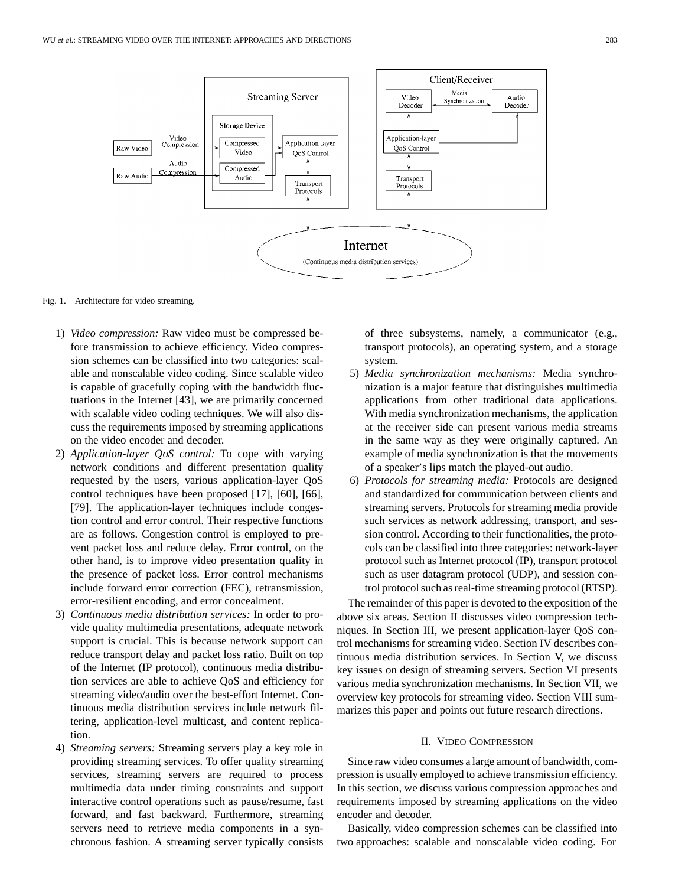Streaming Server

Storage Device

Raw Video

Video Compression

Compressed Video

Raw Audio

Audio Compression

Compressed Audio

Application-layer QoS Control

Transport Protocols

Client/Receiver

Video Decoder

Media Synchronization

Audio Decoder

Application-layer QoS Control

Transport Protocols

Internet

(Continuous media distribution services)

Fig. 1. Architecture for video streaming.

1) *Video compression:* Raw video must be compressed before transmission to achieve efficiency. Video compression schemes can be classified into two categories: scalable and nonscalable video coding. Since scalable video is capable of gracefully coping with the bandwidth fluctuations in the Internet [43], we are primarily concerned with scalable video coding techniques. We will also discuss the requirements imposed by streaming applications on the video encoder and decoder.
2) *Application-layer QoS control:* To cope with varying network conditions and different presentation quality requested by the users, various application-layer QoS control techniques have been proposed [17], [60], [66], [79]. The application-layer techniques include congestion control and error control. Their respective functions are as follows. Congestion control is employed to prevent packet loss and reduce delay. Error control, on the other hand, is to improve video presentation quality in the presence of packet loss. Error control mechanisms include forward error correction (FEC), retransmission, error-resilient encoding, and error concealment.
3) *Continuous media distribution services:* In order to provide quality multimedia presentations, adequate network support is crucial. This is because network support can reduce transport delay and packet loss ratio. Built on top of the Internet (IP protocol), continuous media distribution services are able to achieve QoS and efficiency for streaming video/audio over the best-effort Internet. Continuous media distribution services include network filtering, application-level multicast, and content replication.
4) *Streaming servers:* Streaming servers play a key role in providing streaming services. To offer quality streaming services, streaming servers are required to process multimedia data under timing constraints and support interactive control operations such as pause/resume, fast forward, and fast backward. Furthermore, streaming servers need to retrieve media components in a synchronous fashion. A streaming server typically consists of three subsystems, namely, a communicator (e.g., transport protocols), an operating system, and a storage system.
5) *Media synchronization mechanisms:* Media synchronization is a major feature that distinguishes multimedia applications from other traditional data applications. With media synchronization mechanisms, the application at the receiver side can present various media streams in the same way as they were originally captured. An example of media synchronization is that the movements of a speaker's lips match the played-out audio.
6) *Protocols for streaming media:* Protocols are designed and standardized for communication between clients and streaming servers. Protocols for streaming media provide such services as network addressing, transport, and session control. According to their functionalities, the protocols can be classified into three categories: network-layer protocol such as Internet protocol (IP), transport protocol such as user datagram protocol (UDP), and session control protocol such as real-time streaming protocol (RTSP).

The remainder of this paper is devoted to the exposition of the above six areas. Section II discusses video compression techniques. In Section III, we present application-layer QoS control mechanisms for streaming video. Section IV describes continuous media distribution services. In Section V, we discuss key issues on design of streaming servers. Section VI presents various media synchronization mechanisms. In Section VII, we overview key protocols for streaming video. Section VIII summarizes this paper and points out future research directions.

## II. Video Compression

Since raw video consumes a large amount of bandwidth, compression is usually employed to achieve transmission efficiency. In this section, we discuss various compression approaches and requirements imposed by streaming applications on the video encoder and decoder.

Basically, video compression schemes can be classified into two approaches: scalable and nonscalable video coding. For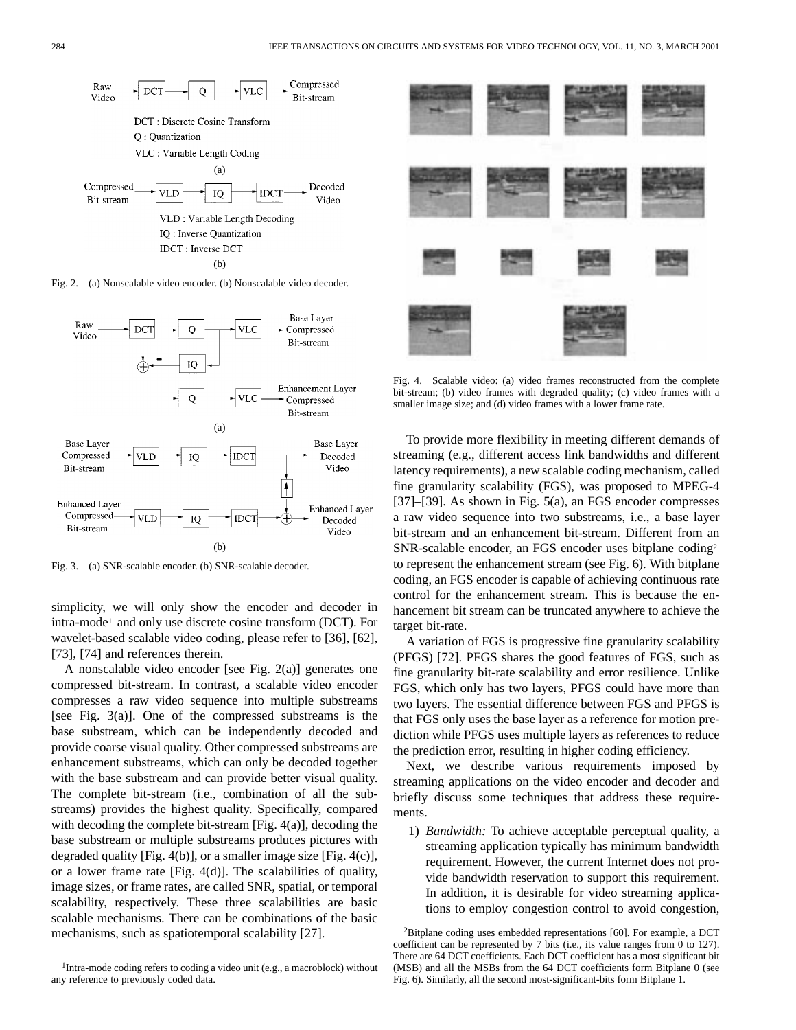Raw Video → DCT → Q → VLC → Compressed Bit-stream

DCT : Discrete Cosine Transform

Q : Quantization

VLC : Variable Length Coding

(a)

Compressed Bit-stream → VLD → IQ → IDCT → Decoded Video

VLD : Variable Length Decoding

IQ : Inverse Quantization

IDCT : Inverse DCT

(b)

Fig. 2. (a) Nonscalable video encoder. (b) Nonscalable video decoder.

Fig. 3. (a) SNR-scalable encoder. (b) SNR-scalable decoder.

simplicity, we will only show the encoder and decoder in intra-mode[1] and only use discrete cosine transform (DCT). For wavelet-based scalable video coding, please refer to [36], [62], [73], [74] and references therein.

A nonscalable video encoder [see Fig. 2(a)] generates one compressed bit-stream. In contrast, a scalable video encoder compresses a raw video sequence into multiple substreams [see Fig. 3(a)]. One of the compressed substreams is the base substream, which can be independently decoded and provide coarse visual quality. Other compressed substreams are enhancement substreams, which can only be decoded together with the base substream and can provide better visual quality. The complete bit-stream (i.e., combination of all the substreams) provides the highest quality. Specifically, compared with decoding the complete bit-stream [Fig. 4(a)], decoding the base substream or multiple substreams produces pictures with degraded quality [Fig. 4(b)], or a smaller image size [Fig. 4(c)], or a lower frame rate [Fig. 4(d)]. The scalabilities of quality, image sizes, or frame rates, are called SNR, spatial, or temporal scalability, respectively. These three scalabilities are basic scalable mechanisms. There can be combinations of the basic mechanisms, such as spatiotemporal scalability [27].

[1] Intra-mode coding refers to coding a video unit (e.g., a macroblock) without any reference to previously coded data.

Fig. 4. Scalable video: (a) video frames reconstructed from the complete bit-stream; (b) video frames with degraded quality; (c) video frames with a smaller image size; and (d) video frames with a lower frame rate.

To provide more flexibility in meeting different demands of streaming (e.g., different access link bandwidths and different latency requirements), a new scalable coding mechanism, called fine granularity scalability (FGS), was proposed to MPEG-4 [37]–[39]. As shown in Fig. 5(a), an FGS encoder compresses a raw video sequence into two substreams, i.e., a base layer bit-stream and an enhancement bit-stream. Different from an SNR-scalable encoder, an FGS encoder uses bitplane coding[2] to represent the enhancement stream (see Fig. 6). With bitplane coding, an FGS encoder is capable of achieving continuous rate control for the enhancement stream. This is because the enhancement bit stream can be truncated anywhere to achieve the target bit-rate.

A variation of FGS is progressive fine granularity scalability (PFGS) [72]. PFGS shares the good features of FGS, such as fine granularity bit-rate scalability and error resilience. Unlike FGS, which only has two layers, PFGS could have more than two layers. The essential difference between FGS and PFGS is that FGS only uses the base layer as a reference for motion prediction while PFGS uses multiple layers as references to reduce the prediction error, resulting in higher coding efficiency.

Next, we describe various requirements imposed by streaming applications on the video encoder and decoder and briefly discuss some techniques that address these requirements.

1) *Bandwidth:* To achieve acceptable perceptual quality, a streaming application typically has minimum bandwidth requirement. However, the current Internet does not provide bandwidth reservation to support this requirement. In addition, it is desirable for video streaming applications to employ congestion control to avoid congestion,

[2] Bitplane coding uses embedded representations [60]. For example, a DCT coefficient can be represented by 7 bits (i.e., its value ranges from 0 to 127). There are 64 DCT coefficients. Each DCT coefficient has a most significant bit (MSB) and all the MSBs from the 64 DCT coefficients form Bitplane 0 (see Fig. 6). Similarly, all the second most-significant-bits form Bitplane 1.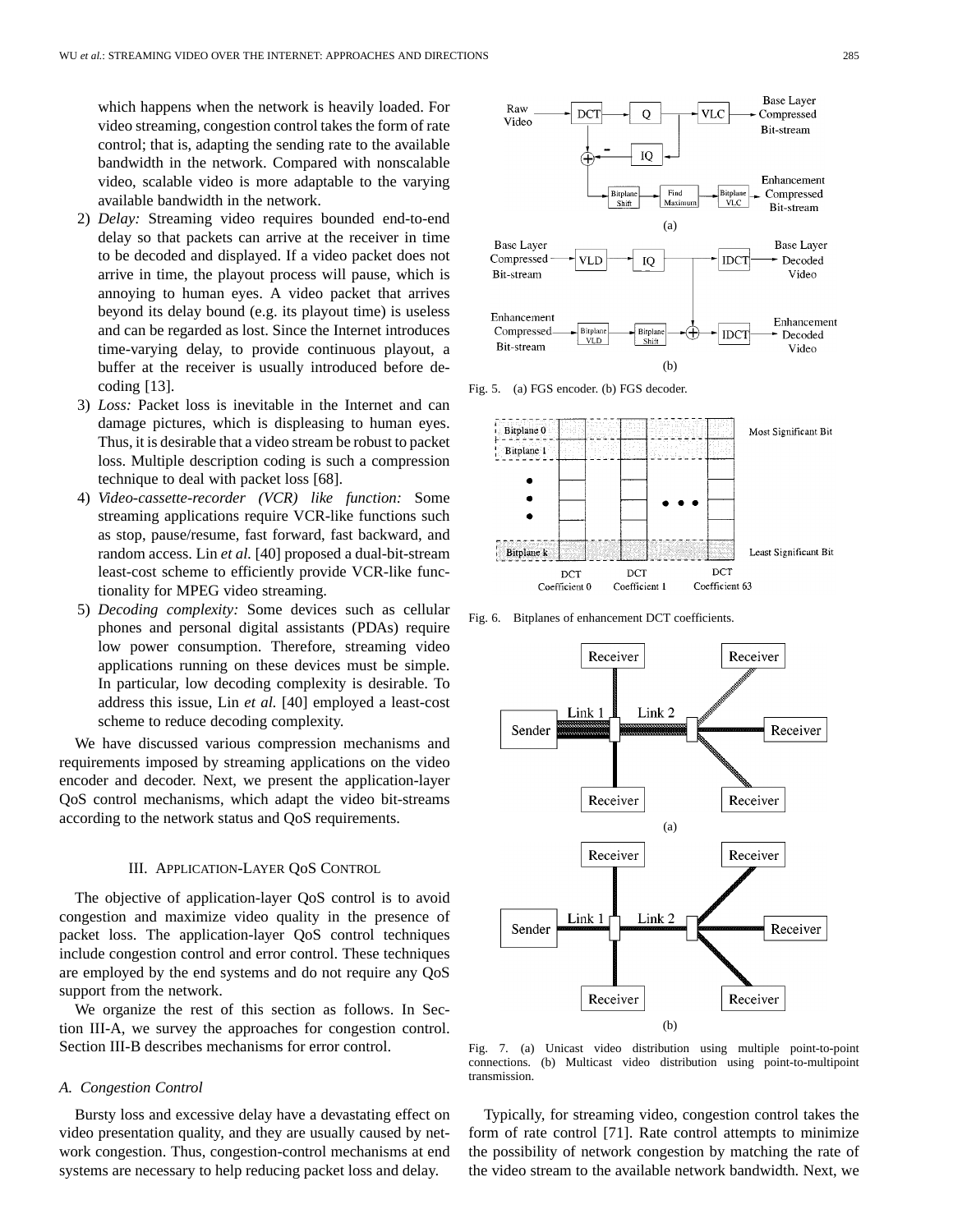which happens when the network is heavily loaded. For video streaming, congestion control takes the form of rate control; that is, adapting the sending rate to the available bandwidth in the network. Compared with nonscalable video, scalable video is more adaptable to the varying available bandwidth in the network.

2) *Delay:* Streaming video requires bounded end-to-end delay so that packets can arrive at the receiver in time to be decoded and displayed. If a video packet does not arrive in time, the playout process will pause, which is annoying to human eyes. A video packet that arrives beyond its delay bound (e.g. its playout time) is useless and can be regarded as lost. Since the Internet introduces time-varying delay, to provide continuous playout, a buffer at the receiver is usually introduced before decoding [13].
3) *Loss:* Packet loss is inevitable in the Internet and can damage pictures, which is displeasing to human eyes. Thus, it is desirable that a video stream be robust to packet loss. Multiple description coding is such a compression technique to deal with packet loss [68].
4) *Video-cassette-recorder (VCR) like function:* Some streaming applications require VCR-like functions such as stop, pause/resume, fast forward, fast backward, and random access. Lin *et al.* [40] proposed a dual-bit-stream least-cost scheme to efficiently provide VCR-like functionality for MPEG video streaming.
5) *Decoding complexity:* Some devices such as cellular phones and personal digital assistants (PDAs) require low power consumption. Therefore, streaming video applications running on these devices must be simple. In particular, low decoding complexity is desirable. To address this issue, Lin *et al.* [40] employed a least-cost scheme to reduce decoding complexity.

We have discussed various compression mechanisms and requirements imposed by streaming applications on the video encoder and decoder. Next, we present the application-layer QoS control mechanisms, which adapt the video bit-streams according to the network status and QoS requirements.

Fig. 5. (a) FGS encoder. (b) FGS decoder.

Fig. 6. Bitplanes of enhancement DCT coefficients.

Fig. 7. (a) Unicast video distribution using multiple point-to-point connections. (b) Multicast video distribution using point-to-multipoint transmission.

## III. Application-Layer QoS Control

The objective of application-layer QoS control is to avoid congestion and maximize video quality in the presence of packet loss. The application-layer QoS control techniques include congestion control and error control. These techniques are employed by the end systems and do not require any QoS support from the network.

We organize the rest of this section as follows. In Section III-A, we survey the approaches for congestion control. Section III-B describes mechanisms for error control.

### *A. Congestion Control*

Bursty loss and excessive delay have a devastating effect on video presentation quality, and they are usually caused by network congestion. Thus, congestion-control mechanisms at end systems are necessary to help reducing packet loss and delay.

Typically, for streaming video, congestion control takes the form of rate control [71]. Rate control attempts to minimize the possibility of network congestion by matching the rate of the video stream to the available network bandwidth. Next, we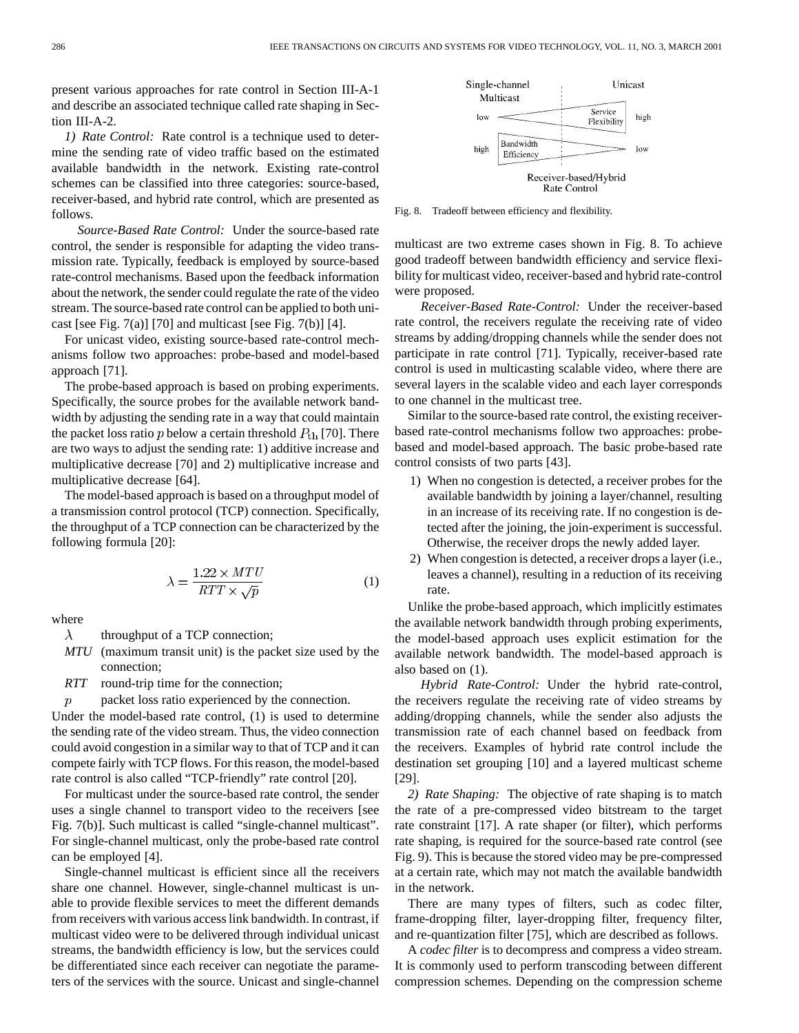present various approaches for rate control in Section III-A-1 and describe an associated technique called rate shaping in Section III-A-2.

*1) Rate Control:* Rate control is a technique used to determine the sending rate of video traffic based on the estimated available bandwidth in the network. Existing rate-control schemes can be classified into three categories: source-based, receiver-based, and hybrid rate control, which are presented as follows.

*Source-Based Rate Control:* Under the source-based rate control, the sender is responsible for adapting the video transmission rate. Typically, feedback is employed by source-based rate-control mechanisms. Based upon the feedback information about the network, the sender could regulate the rate of the video stream. The source-based rate control can be applied to both unicast [see Fig. 7(a)] [70] and multicast [see Fig. 7(b)] [4].

For unicast video, existing source-based rate-control mechanisms follow two approaches: probe-based and model-based approach [71].

The probe-based approach is based on probing experiments. Specifically, the source probes for the available network bandwidth by adjusting the sending rate in a way that could maintain the packet loss ratio $p$ below a certain threshold $P_{th}$ [70]. There are two ways to adjust the sending rate: 1) additive increase and multiplicative decrease [70] and 2) multiplicative increase and multiplicative decrease [64].

The model-based approach is based on a throughput model of a transmission control protocol (TCP) connection. Specifically, the throughput of a TCP connection can be characterized by the following formula [20]:

$$\lambda = \frac{1.22 \times MTU}{RTT \times \sqrt{p}} \tag{1}$$

where

- $\lambda$ throughput of a TCP connection;
- $MTU$ (maximum transit unit) is the packet size used by the connection;
- $RTT$ round-trip time for the connection;
- $p$ packet loss ratio experienced by the connection.

Under the model-based rate control, (1) is used to determine the sending rate of the video stream. Thus, the video connection could avoid congestion in a similar way to that of TCP and it can compete fairly with TCP flows. For this reason, the model-based rate control is also called "TCP-friendly" rate control [20].

For multicast under the source-based rate control, the sender uses a single channel to transport video to the receivers [see Fig. 7(b)]. Such multicast is called "single-channel multicast". For single-channel multicast, only the probe-based rate control can be employed [4].

Single-channel multicast is efficient since all the receivers share one channel. However, single-channel multicast is unable to provide flexible services to meet the different demands from receivers with various access link bandwidth. In contrast, if multicast video were to be delivered through individual unicast streams, the bandwidth efficiency is low, but the services could be differentiated since each receiver can negotiate the parameters of the services with the source. Unicast and single-channel multicast are two extreme cases shown in Fig. 8. To achieve good tradeoff between bandwidth efficiency and service flexibility for multicast video, receiver-based and hybrid rate-control were proposed.

Fig. 8. Tradeoff between efficiency and flexibility.

*Receiver-Based Rate-Control:* Under the receiver-based rate control, the receivers regulate the receiving rate of video streams by adding/dropping channels while the sender does not participate in rate control [71]. Typically, receiver-based rate control is used in multicasting scalable video, where there are several layers in the scalable video and each layer corresponds to one channel in the multicast tree.

Similar to the source-based rate control, the existing receiver-based rate-control mechanisms follow two approaches: probe-based and model-based approach. The basic probe-based rate control consists of two parts [43].

1) When no congestion is detected, a receiver probes for the available bandwidth by joining a layer/channel, resulting in an increase of its receiving rate. If no congestion is detected after the joining, the join-experiment is successful. Otherwise, the receiver drops the newly added layer.
2) When congestion is detected, a receiver drops a layer (i.e., leaves a channel), resulting in a reduction of its receiving rate.

Unlike the probe-based approach, which implicitly estimates the available network bandwidth through probing experiments, the model-based approach uses explicit estimation for the available network bandwidth. The model-based approach is also based on (1).

*Hybrid Rate-Control:* Under the hybrid rate-control, the receivers regulate the receiving rate of video streams by adding/dropping channels, while the sender also adjusts the transmission rate of each channel based on feedback from the receivers. Examples of hybrid rate control include the destination set grouping [10] and a layered multicast scheme [29].

*2) Rate Shaping:* The objective of rate shaping is to match the rate of a pre-compressed video bitstream to the target rate constraint [17]. A rate shaper (or filter), which performs rate shaping, is required for the source-based rate control (see Fig. 9). This is because the stored video may be pre-compressed at a certain rate, which may not match the available bandwidth in the network.

There are many types of filters, such as codec filter, frame-dropping filter, layer-dropping filter, frequency filter, and re-quantization filter [75], which are described as follows.

A *codec filter* is to decompress and compress a video stream. It is commonly used to perform transcoding between different compression schemes. Depending on the compression scheme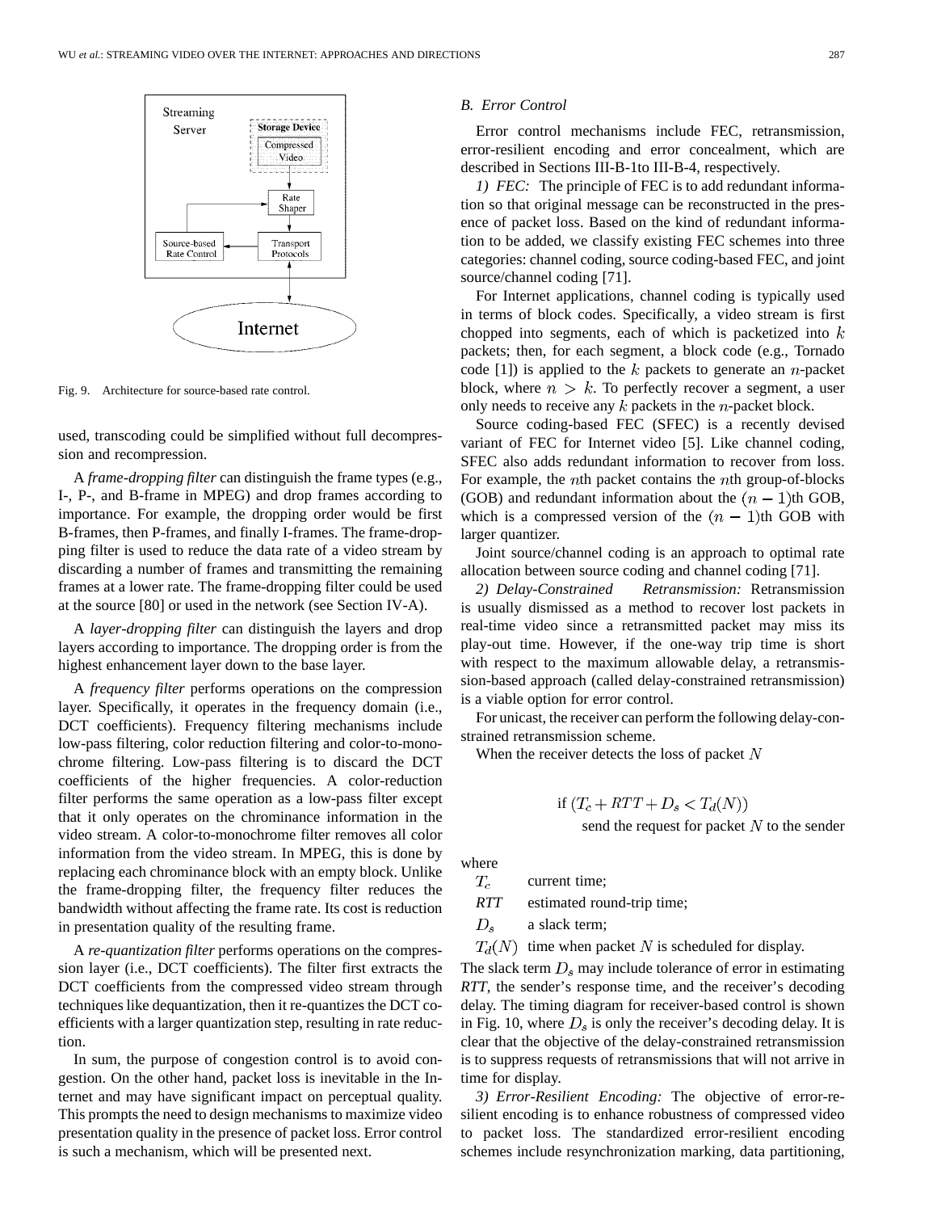Streaming Server

Storage Device

Compressed Video

Rate Shaper

Source-based Rate Control

Transport Protocols

Internet

Fig. 9. Architecture for source-based rate control.

used, transcoding could be simplified without full decompression and recompression.

A *frame-dropping filter* can distinguish the frame types (e.g., I-, P-, and B-frame in MPEG) and drop frames according to importance. For example, the dropping order would be first B-frames, then P-frames, and finally I-frames. The frame-dropping filter is used to reduce the data rate of a video stream by discarding a number of frames and transmitting the remaining frames at a lower rate. The frame-dropping filter could be used at the source [80] or used in the network (see Section IV-A).

A *layer-dropping filter* can distinguish the layers and drop layers according to importance. The dropping order is from the highest enhancement layer down to the base layer.

A *frequency filter* performs operations on the compression layer. Specifically, it operates in the frequency domain (i.e., DCT coefficients). Frequency filtering mechanisms include low-pass filtering, color reduction filtering and color-to-monochrome filtering. Low-pass filtering is to discard the DCT coefficients of the higher frequencies. A color-reduction filter performs the same operation as a low-pass filter except that it only operates on the chrominance information in the video stream. A color-to-monochrome filter removes all color information from the video stream. In MPEG, this is done by replacing each chrominance block with an empty block. Unlike the frame-dropping filter, the frequency filter reduces the bandwidth without affecting the frame rate. Its cost is reduction in presentation quality of the resulting frame.

A *re-quantization filter* performs operations on the compression layer (i.e., DCT coefficients). The filter first extracts the DCT coefficients from the compressed video stream through techniques like dequantization, then it re-quantizes the DCT coefficients with a larger quantization step, resulting in rate reduction.

In sum, the purpose of congestion control is to avoid congestion. On the other hand, packet loss is inevitable in the Internet and may have significant impact on perceptual quality. This prompts the need to design mechanisms to maximize video presentation quality in the presence of packet loss. Error control is such a mechanism, which will be presented next.

### *B. Error Control*

Error control mechanisms include FEC, retransmission, error-resilient encoding and error concealment, which are described in Sections III-B-1to III-B-4, respectively.

*1) FEC:* The principle of FEC is to add redundant information so that original message can be reconstructed in the presence of packet loss. Based on the kind of redundant information to be added, we classify existing FEC schemes into three categories: channel coding, source coding-based FEC, and joint source/channel coding [71].

For Internet applications, channel coding is typically used in terms of block codes. Specifically, a video stream is first chopped into segments, each of which is packetized into $k$ packets; then, for each segment, a block code (e.g., Tornado code [1]) is applied to the $k$ packets to generate an $n$-packet block, where $n > k$. To perfectly recover a segment, a user only needs to receive any $k$ packets in the $n$-packet block.

Source coding-based FEC (SFEC) is a recently devised variant of FEC for Internet video [5]. Like channel coding, SFEC also adds redundant information to recover from loss. For example, the $n$th packet contains the $n$th group-of-blocks (GOB) and redundant information about the $(n-1)$th GOB, which is a compressed version of the $(n-1)$th GOB with larger quantizer.

Joint source/channel coding is an approach to optimal rate allocation between source coding and channel coding [71].

*2) Delay-Constrained Retransmission:* Retransmission is usually dismissed as a method to recover lost packets in real-time video since a retransmitted packet may miss its play-out time. However, if the one-way trip time is short with respect to the maximum allowable delay, a retransmission-based approach (called delay-constrained retransmission) is a viable option for error control.

For unicast, the receiver can perform the following delay-constrained retransmission scheme.

When the receiver detects the loss of packet $N$

if $(T_c + RTT + D_s < T_d(N))$

send the request for packet $N$ to the sender

where

- $T_c$ current time;
- *RTT* estimated round-trip time;
- $D_s$ a slack term;
- $T_d(N)$ time when packet $N$ is scheduled for display.

The slack term $D_s$ may include tolerance of error in estimating *RTT*, the sender's response time, and the receiver's decoding delay. The timing diagram for receiver-based control is shown in Fig. 10, where $D_s$ is only the receiver's decoding delay. It is clear that the objective of the delay-constrained retransmission is to suppress requests of retransmissions that will not arrive in time for display.

*3) Error-Resilient Encoding:* The objective of error-resilient encoding is to enhance robustness of compressed video to packet loss. The standardized error-resilient encoding schemes include resynchronization marking, data partitioning,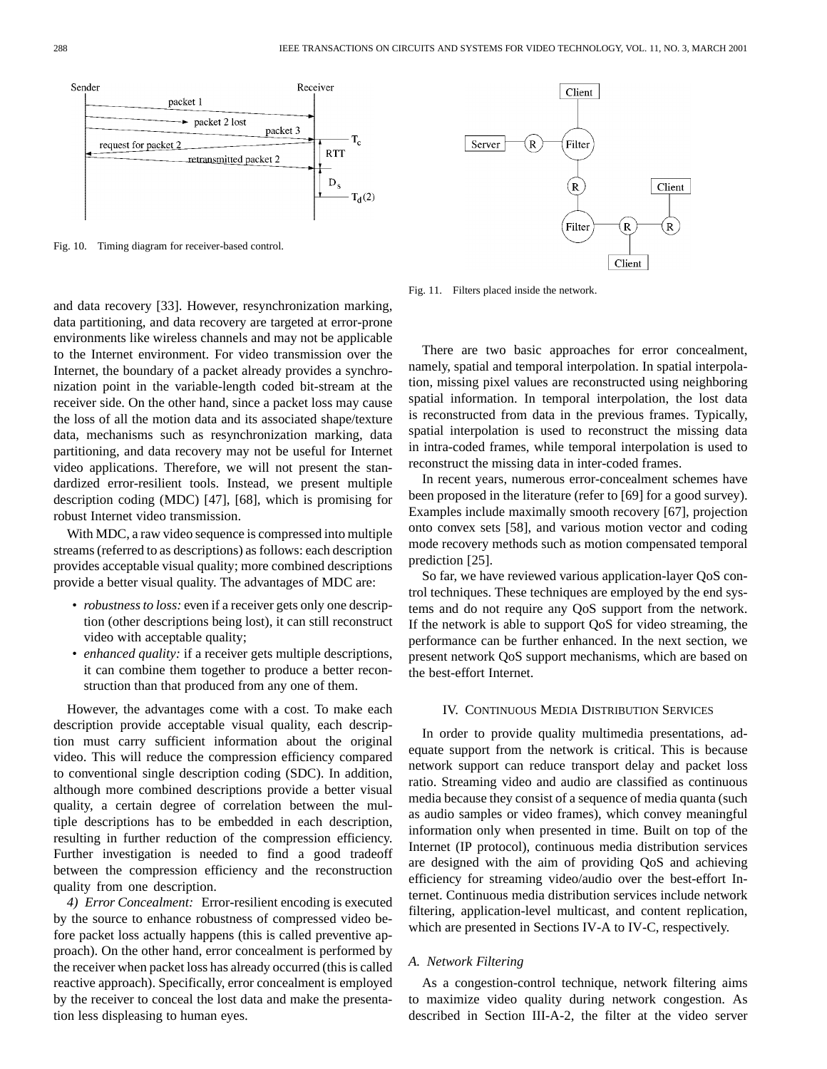Sender

Receiver

packet 1

packet 2 lost

packet 3

request for packet 2

retransmitted packet 2

$T_c$

RTT

$D_s$

$T_d(2)$

Fig. 10. Timing diagram for receiver-based control.

Client

Server

R

Filter

R

Client

Filter

R

R

Client

Fig. 11. Filters placed inside the network.

and data recovery [33]. However, resynchronization marking, data partitioning, and data recovery are targeted at error-prone environments like wireless channels and may not be applicable to the Internet environment. For video transmission over the Internet, the boundary of a packet already provides a synchronization point in the variable-length coded bit-stream at the receiver side. On the other hand, since a packet loss may cause the loss of all the motion data and its associated shape/texture data, mechanisms such as resynchronization marking, data partitioning, and data recovery may not be useful for Internet video applications. Therefore, we will not present the standardized error-resilient tools. Instead, we present multiple description coding (MDC) [47], [68], which is promising for robust Internet video transmission.

With MDC, a raw video sequence is compressed into multiple streams (referred to as descriptions) as follows: each description provides acceptable visual quality; more combined descriptions provide a better visual quality. The advantages of MDC are:

- *robustness to loss:* even if a receiver gets only one description (other descriptions being lost), it can still reconstruct video with acceptable quality;
- *enhanced quality:* if a receiver gets multiple descriptions, it can combine them together to produce a better reconstruction than that produced from any one of them.

However, the advantages come with a cost. To make each description provide acceptable visual quality, each description must carry sufficient information about the original video. This will reduce the compression efficiency compared to conventional single description coding (SDC). In addition, although more combined descriptions provide a better visual quality, a certain degree of correlation between the multiple descriptions has to be embedded in each description, resulting in further reduction of the compression efficiency. Further investigation is needed to find a good tradeoff between the compression efficiency and the reconstruction quality from one description.

*4) Error Concealment:* Error-resilient encoding is executed by the source to enhance robustness of compressed video before packet loss actually happens (this is called preventive approach). On the other hand, error concealment is performed by the receiver when packet loss has already occurred (this is called reactive approach). Specifically, error concealment is employed by the receiver to conceal the lost data and make the presentation less displeasing to human eyes.

There are two basic approaches for error concealment, namely, spatial and temporal interpolation. In spatial interpolation, missing pixel values are reconstructed using neighboring spatial information. In temporal interpolation, the lost data is reconstructed from data in the previous frames. Typically, spatial interpolation is used to reconstruct the missing data in intra-coded frames, while temporal interpolation is used to reconstruct the missing data in inter-coded frames.

In recent years, numerous error-concealment schemes have been proposed in the literature (refer to [69] for a good survey). Examples include maximally smooth recovery [67], projection onto convex sets [58], and various motion vector and coding mode recovery methods such as motion compensated temporal prediction [25].

So far, we have reviewed various application-layer QoS control techniques. These techniques are employed by the end systems and do not require any QoS support from the network. If the network is able to support QoS for video streaming, the performance can be further enhanced. In the next section, we present network QoS support mechanisms, which are based on the best-effort Internet.

## IV. Continuous Media Distribution Services

In order to provide quality multimedia presentations, adequate support from the network is critical. This is because network support can reduce transport delay and packet loss ratio. Streaming video and audio are classified as continuous media because they consist of a sequence of media quanta (such as audio samples or video frames), which convey meaningful information only when presented in time. Built on top of the Internet (IP protocol), continuous media distribution services are designed with the aim of providing QoS and achieving efficiency for streaming video/audio over the best-effort Internet. Continuous media distribution services include network filtering, application-level multicast, and content replication, which are presented in Sections IV-A to IV-C, respectively.

### A. Network Filtering

As a congestion-control technique, network filtering aims to maximize video quality during network congestion. As described in Section III-A-2, the filter at the video server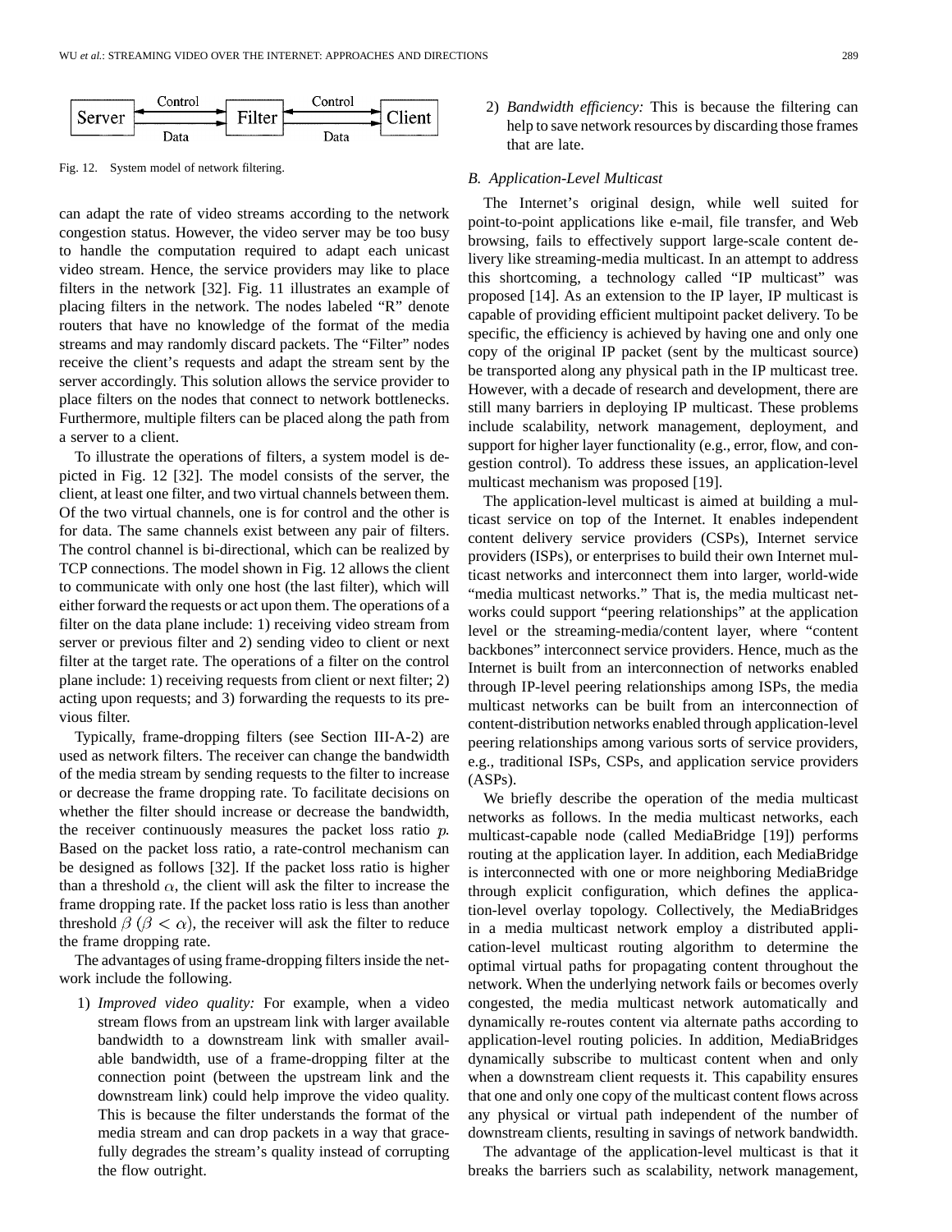Server ←Control→ Filter ←Control→ Client

Data Data

Fig. 12. System model of network filtering.

can adapt the rate of video streams according to the network congestion status. However, the video server may be too busy to handle the computation required to adapt each unicast video stream. Hence, the service providers may like to place filters in the network [32]. Fig. 11 illustrates an example of placing filters in the network. The nodes labeled "R" denote routers that have no knowledge of the format of the media streams and may randomly discard packets. The "Filter" nodes receive the client's requests and adapt the stream sent by the server accordingly. This solution allows the service provider to place filters on the nodes that connect to network bottlenecks. Furthermore, multiple filters can be placed along the path from a server to a client.

To illustrate the operations of filters, a system model is depicted in Fig. 12 [32]. The model consists of the server, the client, at least one filter, and two virtual channels between them. Of the two virtual channels, one is for control and the other is for data. The same channels exist between any pair of filters. The control channel is bi-directional, which can be realized by TCP connections. The model shown in Fig. 12 allows the client to communicate with only one host (the last filter), which will either forward the requests or act upon them. The operations of a filter on the data plane include: 1) receiving video stream from server or previous filter and 2) sending video to client or next filter at the target rate. The operations of a filter on the control plane include: 1) receiving requests from client or next filter; 2) acting upon requests; and 3) forwarding the requests to its previous filter.

Typically, frame-dropping filters (see Section III-A-2) are used as network filters. The receiver can change the bandwidth of the media stream by sending requests to the filter to increase or decrease the frame dropping rate. To facilitate decisions on whether the filter should increase or decrease the bandwidth, the receiver continuously measures the packet loss ratio $p$. Based on the packet loss ratio, a rate-control mechanism can be designed as follows [32]. If the packet loss ratio is higher than a threshold $\alpha$, the client will ask the filter to increase the frame dropping rate. If the packet loss ratio is less than another threshold $\beta$ $(\beta < \alpha)$, the receiver will ask the filter to reduce the frame dropping rate.

The advantages of using frame-dropping filters inside the network include the following.

1) *Improved video quality:* For example, when a video stream flows from an upstream link with larger available bandwidth to a downstream link with smaller available bandwidth, use of a frame-dropping filter at the connection point (between the upstream link and the downstream link) could help improve the video quality. This is because the filter understands the format of the media stream and can drop packets in a way that gracefully degrades the stream's quality instead of corrupting the flow outright.
2) *Bandwidth efficiency:* This is because the filtering can help to save network resources by discarding those frames that are late.

### B. Application-Level Multicast

The Internet's original design, while well suited for point-to-point applications like e-mail, file transfer, and Web browsing, fails to effectively support large-scale content delivery like streaming-media multicast. In an attempt to address this shortcoming, a technology called "IP multicast" was proposed [14]. As an extension to the IP layer, IP multicast is capable of providing efficient multipoint packet delivery. To be specific, the efficiency is achieved by having one and only one copy of the original IP packet (sent by the multicast source) be transported along any physical path in the IP multicast tree. However, with a decade of research and development, there are still many barriers in deploying IP multicast. These problems include scalability, network management, deployment, and support for higher layer functionality (e.g., error, flow, and congestion control). To address these issues, an application-level multicast mechanism was proposed [19].

The application-level multicast is aimed at building a multicast service on top of the Internet. It enables independent content delivery service providers (CSPs), Internet service providers (ISPs), or enterprises to build their own Internet multicast networks and interconnect them into larger, world-wide "media multicast networks." That is, the media multicast networks could support "peering relationships" at the application level or the streaming-media/content layer, where "content backbones" interconnect service providers. Hence, much as the Internet is built from an interconnection of networks enabled through IP-level peering relationships among ISPs, the media multicast networks can be built from an interconnection of content-distribution networks enabled through application-level peering relationships among various sorts of service providers, e.g., traditional ISPs, CSPs, and application service providers (ASPs).

We briefly describe the operation of the media multicast networks as follows. In the media multicast networks, each multicast-capable node (called MediaBridge [19]) performs routing at the application layer. In addition, each MediaBridge is interconnected with one or more neighboring MediaBridge through explicit configuration, which defines the application-level overlay topology. Collectively, the MediaBridges in a media multicast network employ a distributed application-level multicast routing algorithm to determine the optimal virtual paths for propagating content throughout the network. When the underlying network fails or becomes overly congested, the media multicast network automatically and dynamically re-routes content via alternate paths according to application-level routing policies. In addition, MediaBridges dynamically subscribe to multicast content when and only when a downstream client requests it. This capability ensures that one and only one copy of the multicast content flows across any physical or virtual path independent of the number of downstream clients, resulting in savings of network bandwidth.

The advantage of the application-level multicast is that it breaks the barriers such as scalability, network management,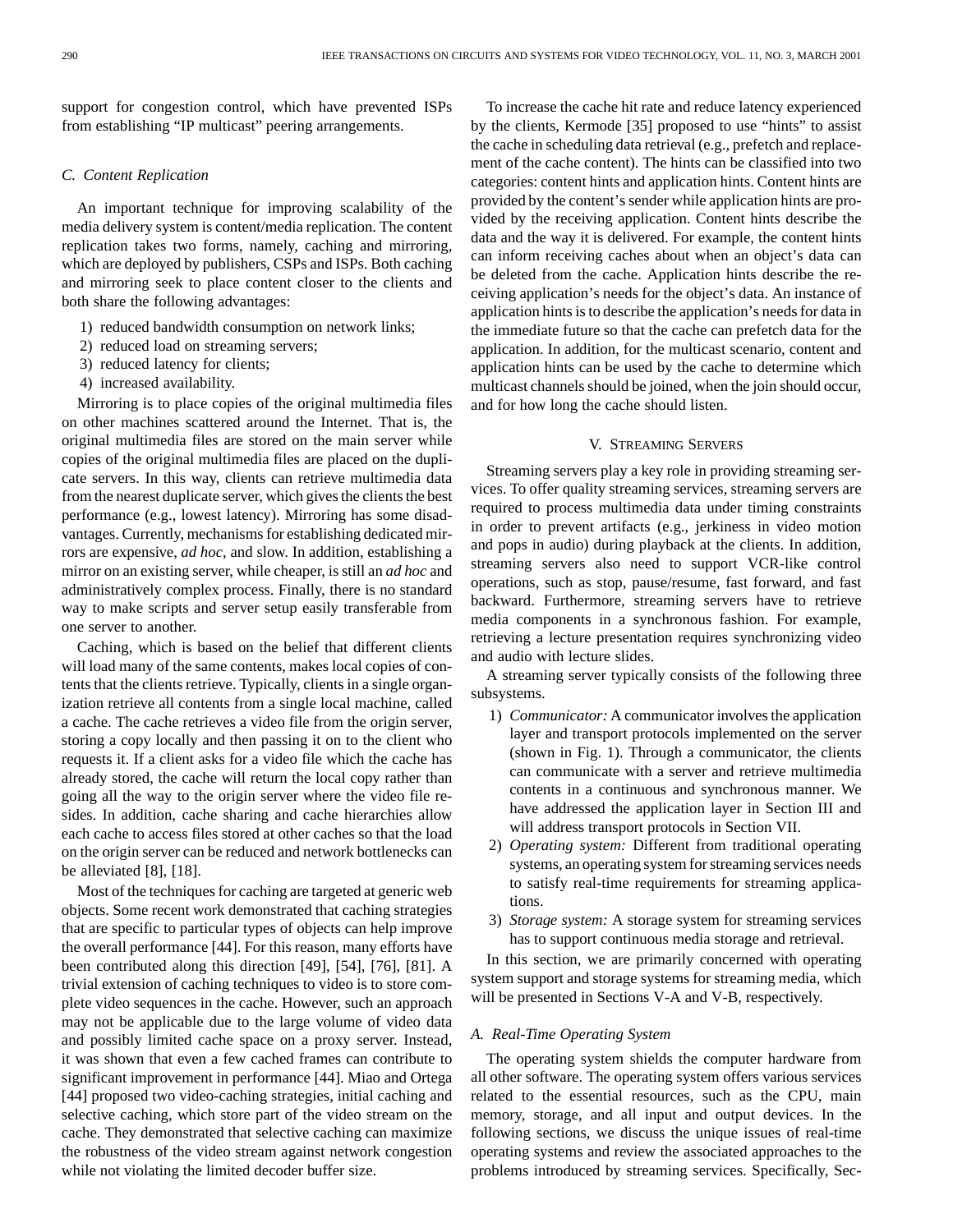support for congestion control, which have prevented ISPs from establishing "IP multicast" peering arrangements.

### *C. Content Replication*

An important technique for improving scalability of the media delivery system is content/media replication. The content replication takes two forms, namely, caching and mirroring, which are deployed by publishers, CSPs and ISPs. Both caching and mirroring seek to place content closer to the clients and both share the following advantages:

1) reduced bandwidth consumption on network links;
2) reduced load on streaming servers;
3) reduced latency for clients;
4) increased availability.

Mirroring is to place copies of the original multimedia files on other machines scattered around the Internet. That is, the original multimedia files are stored on the main server while copies of the original multimedia files are placed on the duplicate servers. In this way, clients can retrieve multimedia data from the nearest duplicate server, which gives the clients the best performance (e.g., lowest latency). Mirroring has some disadvantages. Currently, mechanisms for establishing dedicated mirrors are expensive, *ad hoc*, and slow. In addition, establishing a mirror on an existing server, while cheaper, is still an *ad hoc* and administratively complex process. Finally, there is no standard way to make scripts and server setup easily transferable from one server to another.

Caching, which is based on the belief that different clients will load many of the same contents, makes local copies of contents that the clients retrieve. Typically, clients in a single organization retrieve all contents from a single local machine, called a cache. The cache retrieves a video file from the origin server, storing a copy locally and then passing it on to the client who requests it. If a client asks for a video file which the cache has already stored, the cache will return the local copy rather than going all the way to the origin server where the video file resides. In addition, cache sharing and cache hierarchies allow each cache to access files stored at other caches so that the load on the origin server can be reduced and network bottlenecks can be alleviated [8], [18].

Most of the techniques for caching are targeted at generic web objects. Some recent work demonstrated that caching strategies that are specific to particular types of objects can help improve the overall performance [44]. For this reason, many efforts have been contributed along this direction [49], [54], [76], [81]. A trivial extension of caching techniques to video is to store complete video sequences in the cache. However, such an approach may not be applicable due to the large volume of video data and possibly limited cache space on a proxy server. Instead, it was shown that even a few cached frames can contribute to significant improvement in performance [44]. Miao and Ortega [44] proposed two video-caching strategies, initial caching and selective caching, which store part of the video stream on the cache. They demonstrated that selective caching can maximize the robustness of the video stream against network congestion while not violating the limited decoder buffer size.

To increase the cache hit rate and reduce latency experienced by the clients, Kermode [35] proposed to use "hints" to assist the cache in scheduling data retrieval (e.g., prefetch and replacement of the cache content). The hints can be classified into two categories: content hints and application hints. Content hints are provided by the content's sender while application hints are provided by the receiving application. Content hints describe the data and the way it is delivered. For example, the content hints can inform receiving caches about when an object's data can be deleted from the cache. Application hints describe the receiving application's needs for the object's data. An instance of application hints is to describe the application's needs for data in the immediate future so that the cache can prefetch data for the application. In addition, for the multicast scenario, content and application hints can be used by the cache to determine which multicast channels should be joined, when the join should occur, and for how long the cache should listen.

## V. Streaming Servers

Streaming servers play a key role in providing streaming services. To offer quality streaming services, streaming servers are required to process multimedia data under timing constraints in order to prevent artifacts (e.g., jerkiness in video motion and pops in audio) during playback at the clients. In addition, streaming servers also need to support VCR-like control operations, such as stop, pause/resume, fast forward, and fast backward. Furthermore, streaming servers have to retrieve media components in a synchronous fashion. For example, retrieving a lecture presentation requires synchronizing video and audio with lecture slides.

A streaming server typically consists of the following three subsystems.

1) *Communicator:* A communicator involves the application layer and transport protocols implemented on the server (shown in Fig. 1). Through a communicator, the clients can communicate with a server and retrieve multimedia contents in a continuous and synchronous manner. We have addressed the application layer in Section III and will address transport protocols in Section VII.
2) *Operating system:* Different from traditional operating systems, an operating system for streaming services needs to satisfy real-time requirements for streaming applications.
3) *Storage system:* A storage system for streaming services has to support continuous media storage and retrieval.

In this section, we are primarily concerned with operating system support and storage systems for streaming media, which will be presented in Sections V-A and V-B, respectively.

### *A. Real-Time Operating System*

The operating system shields the computer hardware from all other software. The operating system offers various services related to the essential resources, such as the CPU, main memory, storage, and all input and output devices. In the following sections, we discuss the unique issues of real-time operating systems and review the associated approaches to the problems introduced by streaming services. Specifically, Sec-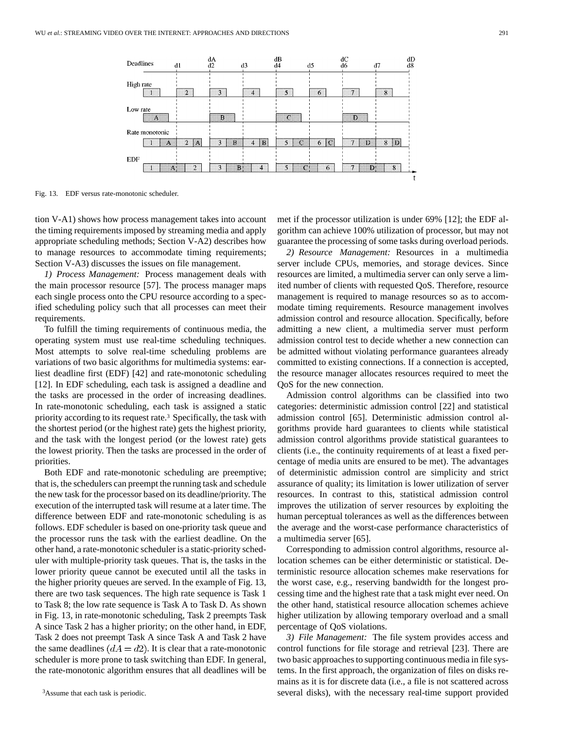Deadlines
d1
dA
d2
d3
dB
d4
d5
dC
d6
d7
dD
d8
High rate
1
2
3
4
5
6
7
8
Low rate
A
B
C
D
Rate monotonic
1
A
2
A
3
B
4
B
5
C
6
C
7
D
8
D
EDF
1
A
2
3
B
4
5
C
6
7
D
8
t

Fig. 13. EDF versus rate-monotonic scheduler.

tion V-A1) shows how process management takes into account the timing requirements imposed by streaming media and apply appropriate scheduling methods; Section V-A2) describes how to manage resources to accommodate timing requirements; Section V-A3) discusses the issues on file management.

*1) Process Management:* Process management deals with the main processor resource [57]. The process manager maps each single process onto the CPU resource according to a specified scheduling policy such that all processes can meet their requirements.

To fulfill the timing requirements of continuous media, the operating system must use real-time scheduling techniques. Most attempts to solve real-time scheduling problems are variations of two basic algorithms for multimedia systems: earliest deadline first (EDF) [42] and rate-monotonic scheduling [12]. In EDF scheduling, each task is assigned a deadline and the tasks are processed in the order of increasing deadlines. In rate-monotonic scheduling, each task is assigned a static priority according to its request rate.[3] Specifically, the task with the shortest period (or the highest rate) gets the highest priority, and the task with the longest period (or the lowest rate) gets the lowest priority. Then the tasks are processed in the order of priorities.

Both EDF and rate-monotonic scheduling are preemptive; that is, the schedulers can preempt the running task and schedule the new task for the processor based on its deadline/priority. The execution of the interrupted task will resume at a later time. The difference between EDF and rate-monotonic scheduling is as follows. EDF scheduler is based on one-priority task queue and the processor runs the task with the earliest deadline. On the other hand, a rate-monotonic scheduler is a static-priority scheduler with multiple-priority task queues. That is, the tasks in the lower priority queue cannot be executed until all the tasks in the higher priority queues are served. In the example of Fig. 13, there are two task sequences. The high rate sequence is Task 1 to Task 8; the low rate sequence is Task A to Task D. As shown in Fig. 13, in rate-monotonic scheduling, Task 2 preempts Task A since Task 2 has a higher priority; on the other hand, in EDF, Task 2 does not preempt Task A since Task A and Task 2 have the same deadlines $(dA = d2)$. It is clear that a rate-monotonic scheduler is more prone to task switching than EDF. In general, the rate-monotonic algorithm ensures that all deadlines will be met if the processor utilization is under 69% [12]; the EDF algorithm can achieve 100% utilization of processor, but may not guarantee the processing of some tasks during overload periods.

*2) Resource Management:* Resources in a multimedia server include CPUs, memories, and storage devices. Since resources are limited, a multimedia server can only serve a limited number of clients with requested QoS. Therefore, resource management is required to manage resources so as to accommodate timing requirements. Resource management involves admission control and resource allocation. Specifically, before admitting a new client, a multimedia server must perform admission control test to decide whether a new connection can be admitted without violating performance guarantees already committed to existing connections. If a connection is accepted, the resource manager allocates resources required to meet the QoS for the new connection.

Admission control algorithms can be classified into two categories: deterministic admission control [22] and statistical admission control [65]. Deterministic admission control algorithms provide hard guarantees to clients while statistical admission control algorithms provide statistical guarantees to clients (i.e., the continuity requirements of at least a fixed percentage of media units are ensured to be met). The advantages of deterministic admission control are simplicity and strict assurance of quality; its limitation is lower utilization of server resources. In contrast to this, statistical admission control improves the utilization of server resources by exploiting the human perceptual tolerances as well as the differences between the average and the worst-case performance characteristics of a multimedia server [65].

Corresponding to admission control algorithms, resource allocation schemes can be either deterministic or statistical. Deterministic resource allocation schemes make reservations for the worst case, e.g., reserving bandwidth for the longest processing time and the highest rate that a task might ever need. On the other hand, statistical resource allocation schemes achieve higher utilization by allowing temporary overload and a small percentage of QoS violations.

*3) File Management:* The file system provides access and control functions for file storage and retrieval [23]. There are two basic approaches to supporting continuous media in file systems. In the first approach, the organization of files on disks remains as it is for discrete data (i.e., a file is not scattered across several disks), with the necessary real-time support provided

[3]Assume that each task is periodic.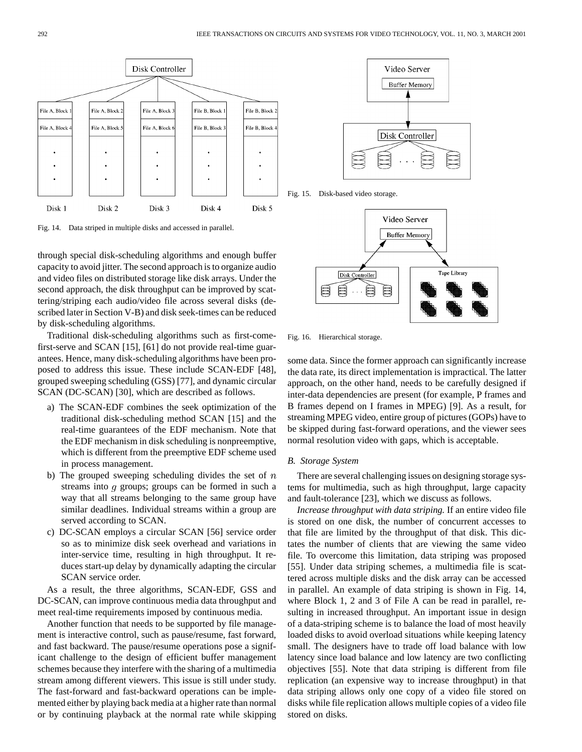Disk Controller

File A, Block 1
File A, Block 4
Disk 1

File A, Block 2
File A, Block 5
Disk 2

File A, Block 3
File A, Block 6
Disk 3

File B, Block 1
File B, Block 3
Disk 4

File B, Block 2
File B, Block 4
Disk 5

Fig. 14. Data striped in multiple disks and accessed in parallel.

through special disk-scheduling algorithms and enough buffer capacity to avoid jitter. The second approach is to organize audio and video files on distributed storage like disk arrays. Under the second approach, the disk throughput can be improved by scattering/striping each audio/video file across several disks (described later in Section V-B) and disk seek-times can be reduced by disk-scheduling algorithms.

Traditional disk-scheduling algorithms such as first-come-first-serve and SCAN [15], [61] do not provide real-time guarantees. Hence, many disk-scheduling algorithms have been proposed to address this issue. These include SCAN-EDF [48], grouped sweeping scheduling (GSS) [77], and dynamic circular SCAN (DC-SCAN) [30], which are described as follows.

a) The SCAN-EDF combines the seek optimization of the traditional disk-scheduling method SCAN [15] and the real-time guarantees of the EDF mechanism. Note that the EDF mechanism in disk scheduling is nonpreemptive, which is different from the preemptive EDF scheme used in process management.

b) The grouped sweeping scheduling divides the set of $n$ streams into $g$ groups; groups can be formed in such a way that all streams belonging to the same group have similar deadlines. Individual streams within a group are served according to SCAN.

c) DC-SCAN employs a circular SCAN [56] service order so as to minimize disk seek overhead and variations in inter-service time, resulting in high throughput. It reduces start-up delay by dynamically adapting the circular SCAN service order.

As a result, the three algorithms, SCAN-EDF, GSS and DC-SCAN, can improve continuous media data throughput and meet real-time requirements imposed by continuous media.

Another function that needs to be supported by file management is interactive control, such as pause/resume, fast forward, and fast backward. The pause/resume operations pose a significant challenge to the design of efficient buffer management schemes because they interfere with the sharing of a multimedia stream among different viewers. This issue is still under study. The fast-forward and fast-backward operations can be implemented either by playing back media at a higher rate than normal or by continuing playback at the normal rate while skipping some data. Since the former approach can significantly increase the data rate, its direct implementation is impractical. The latter approach, on the other hand, needs to be carefully designed if inter-data dependencies are present (for example, P frames and B frames depend on I frames in MPEG) [9]. As a result, for streaming MPEG video, entire group of pictures (GOPs) have to be skipped during fast-forward operations, and the viewer sees normal resolution video with gaps, which is acceptable.

Video Server
Buffer Memory
Disk Controller

Fig. 15. Disk-based video storage.

Video Server
Buffer Memory
Disk Controller
Tape Library

Fig. 16. Hierarchical storage.

### B. Storage System

There are several challenging issues on designing storage systems for multimedia, such as high throughput, large capacity and fault-tolerance [23], which we discuss as follows.

*Increase throughput with data striping.* If an entire video file is stored on one disk, the number of concurrent accesses to that file are limited by the throughput of that disk. This dictates the number of clients that are viewing the same video file. To overcome this limitation, data striping was proposed [55]. Under data striping schemes, a multimedia file is scattered across multiple disks and the disk array can be accessed in parallel. An example of data striping is shown in Fig. 14, where Block 1, 2 and 3 of File A can be read in parallel, resulting in increased throughput. An important issue in design of a data-striping scheme is to balance the load of most heavily loaded disks to avoid overload situations while keeping latency small. The designers have to trade off load balance with low latency since load balance and low latency are two conflicting objectives [55]. Note that data striping is different from file replication (an expensive way to increase throughput) in that data striping allows only one copy of a video file stored on disks while file replication allows multiple copies of a video file stored on disks.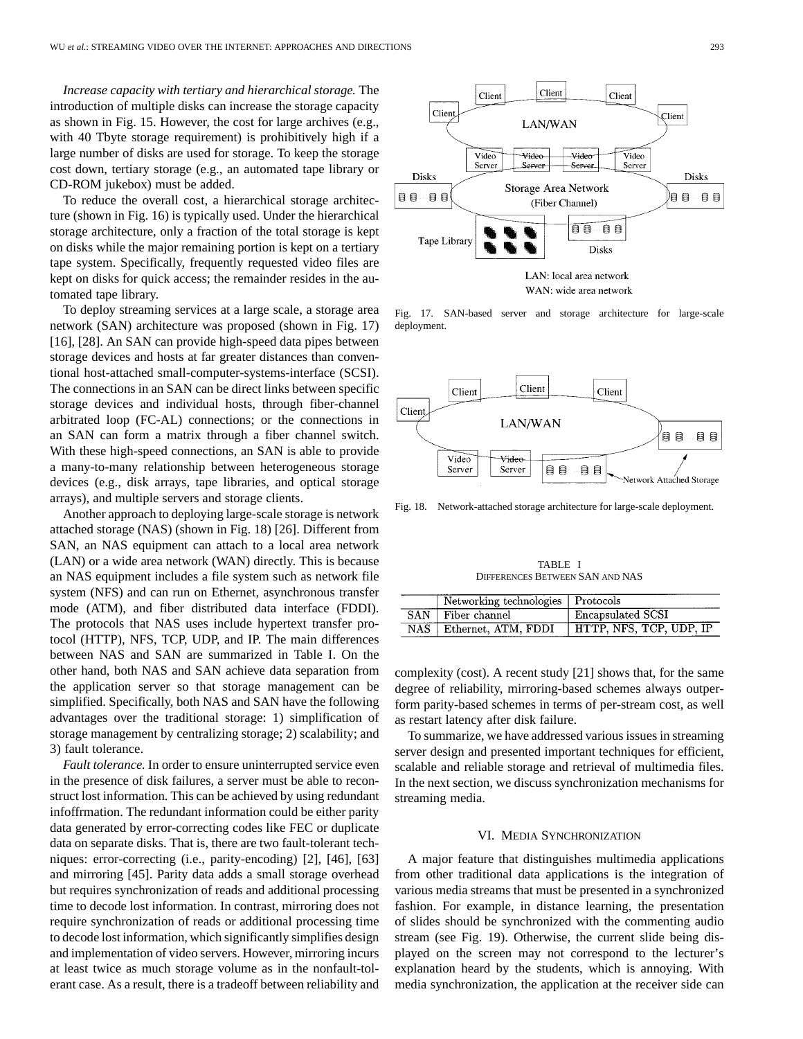*Increase capacity with tertiary and hierarchical storage.* The introduction of multiple disks can increase the storage capacity as shown in Fig. 15. However, the cost for large archives (e.g., with 40 Tbyte storage requirement) is prohibitively high if a large number of disks are used for storage. To keep the storage cost down, tertiary storage (e.g., an automated tape library or CD-ROM jukebox) must be added.

To reduce the overall cost, a hierarchical storage architecture (shown in Fig. 16) is typically used. Under the hierarchical storage architecture, only a fraction of the total storage is kept on disks while the major remaining portion is kept on a tertiary tape system. Specifically, frequently requested video files are kept on disks for quick access; the remainder resides in the automated tape library.

To deploy streaming services at a large scale, a storage area network (SAN) architecture was proposed (shown in Fig. 17) [16], [28]. An SAN can provide high-speed data pipes between storage devices and hosts at far greater distances than conventional host-attached small-computer-systems-interface (SCSI). The connections in an SAN can be direct links between specific storage devices and individual hosts, through fiber-channel arbitrated loop (FC-AL) connections; or the connections in an SAN can form a matrix through a fiber channel switch. With these high-speed connections, an SAN is able to provide a many-to-many relationship between heterogeneous storage devices (e.g., disk arrays, tape libraries, and optical storage arrays), and multiple servers and storage clients.

Another approach to deploying large-scale storage is network attached storage (NAS) (shown in Fig. 18) [26]. Different from SAN, an NAS equipment can attach to a local area network (LAN) or a wide area network (WAN) directly. This is because an NAS equipment includes a file system such as network file system (NFS) and can run on Ethernet, asynchronous transfer mode (ATM), and fiber distributed data interface (FDDI). The protocols that NAS uses include hypertext transfer protocol (HTTP), NFS, TCP, UDP, and IP. The main differences between NAS and SAN are summarized in Table I. On the other hand, both NAS and SAN achieve data separation from the application server so that storage management can be simplified. Specifically, both NAS and SAN have the following advantages over the traditional storage: 1) simplification of storage management by centralizing storage; 2) scalability; and 3) fault tolerance.

*Fault tolerance.* In order to ensure uninterrupted service even in the presence of disk failures, a server must be able to reconstruct lost information. This can be achieved by using redundant infoffrmation. The redundant information could be either parity data generated by error-correcting codes like FEC or duplicate data on separate disks. That is, there are two fault-tolerant techniques: error-correcting (i.e., parity-encoding) [2], [46], [63] and mirroring [45]. Parity data adds a small storage overhead but requires synchronization of reads and additional processing time to decode lost information. In contrast, mirroring does not require synchronization of reads or additional processing time to decode lost information, which significantly simplifies design and implementation of video servers. However, mirroring incurs at least twice as much storage volume as in the nonfault-tolerant case. As a result, there is a tradeoff between reliability and complexity (cost). A recent study [21] shows that, for the same degree of reliability, mirroring-based schemes always outperform parity-based schemes in terms of per-stream cost, as well as restart latency after disk failure.

To summarize, we have addressed various issues in streaming server design and presented important techniques for efficient, scalable and reliable storage and retrieval of multimedia files. In the next section, we discuss synchronization mechanisms for streaming media.

Client
Client
Client
Client
Client
LAN/WAN
Video Server
Video Server
Video Server
Video Server
Disks
Disks
Storage Area Network
(Fiber Channel)
Tape Library
Disks
LAN: local area network
WAN: wide area network

Fig. 17. SAN-based server and storage architecture for large-scale deployment.

Client
Client
Client
Client
LAN/WAN
Video Server
Video Server
Network Attached Storage

Fig. 18. Network-attached storage architecture for large-scale deployment.

TABLE I
DIFFERENCES BETWEEN SAN AND NAS

| | Networking technologies | Protocols |
|---|---|---|
| SAN | Fiber channel | Encapsulated SCSI |
| NAS | Ethernet, ATM, FDDI | HTTP, NFS, TCP, UDP, IP |

## VI. MEDIA SYNCHRONIZATION

A major feature that distinguishes multimedia applications from other traditional data applications is the integration of various media streams that must be presented in a synchronized fashion. For example, in distance learning, the presentation of slides should be synchronized with the commenting audio stream (see Fig. 19). Otherwise, the current slide being displayed on the screen may not correspond to the lecturer's explanation heard by the students, which is annoying. With media synchronization, the application at the receiver side can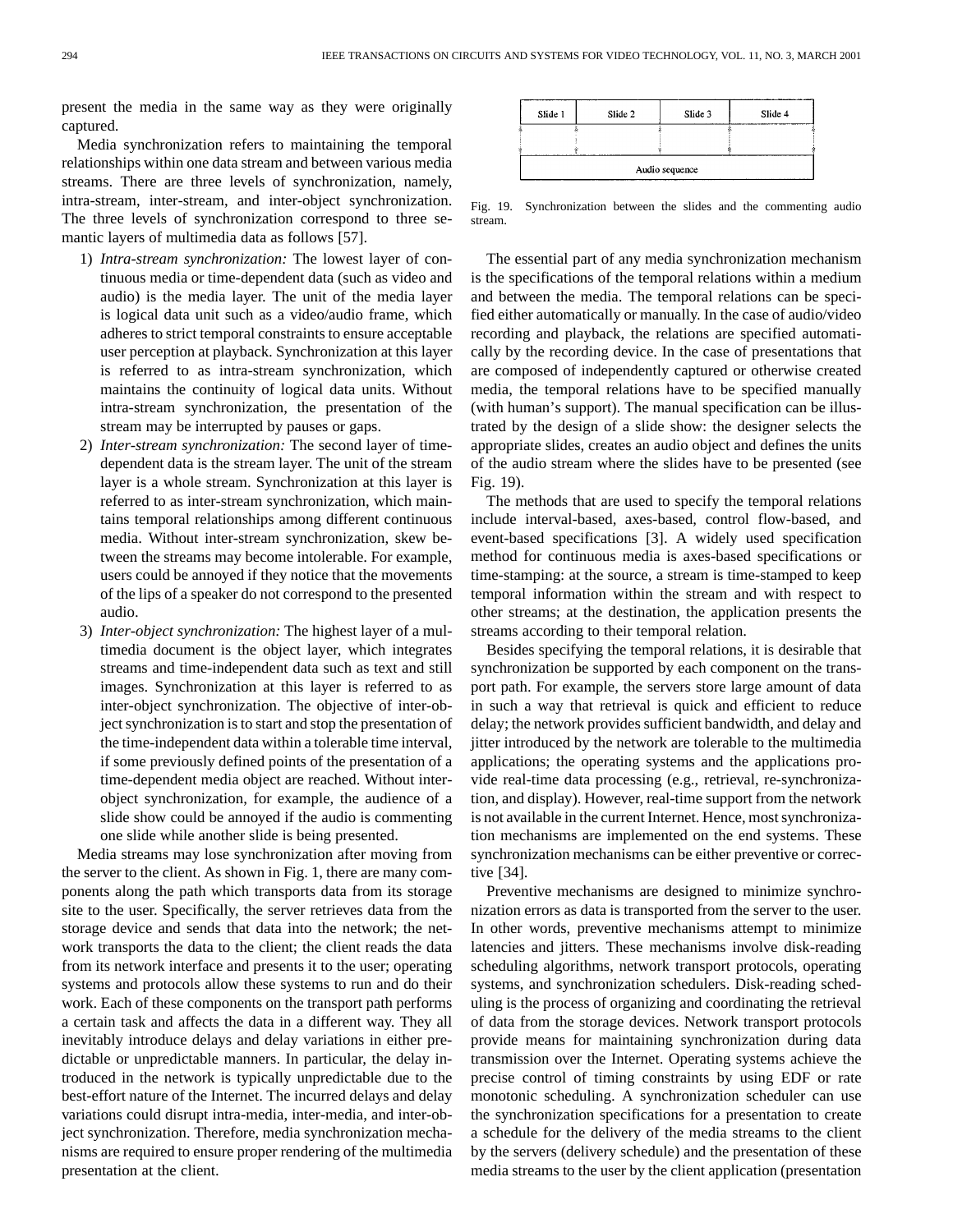present the media in the same way as they were originally captured.

Media synchronization refers to maintaining the temporal relationships within one data stream and between various media streams. There are three levels of synchronization, namely, intra-stream, inter-stream, and inter-object synchronization. The three levels of synchronization correspond to three semantic layers of multimedia data as follows [57].

1) *Intra-stream synchronization:* The lowest layer of continuous media or time-dependent data (such as video and audio) is the media layer. The unit of the media layer is logical data unit such as a video/audio frame, which adheres to strict temporal constraints to ensure acceptable user perception at playback. Synchronization at this layer is referred to as intra-stream synchronization, which maintains the continuity of logical data units. Without intra-stream synchronization, the presentation of the stream may be interrupted by pauses or gaps.
2) *Inter-stream synchronization:* The second layer of time-dependent data is the stream layer. The unit of the stream layer is a whole stream. Synchronization at this layer is referred to as inter-stream synchronization, which maintains temporal relationships among different continuous media. Without inter-stream synchronization, skew between the streams may become intolerable. For example, users could be annoyed if they notice that the movements of the lips of a speaker do not correspond to the presented audio.
3) *Inter-object synchronization:* The highest layer of a multimedia document is the object layer, which integrates streams and time-independent data such as text and still images. Synchronization at this layer is referred to as inter-object synchronization. The objective of inter-object synchronization is to start and stop the presentation of the time-independent data within a tolerable time interval, if some previously defined points of the presentation of a time-dependent media object are reached. Without inter-object synchronization, for example, the audience of a slide show could be annoyed if the audio is commenting one slide while another slide is being presented.

Media streams may lose synchronization after moving from the server to the client. As shown in Fig. 1, there are many components along the path which transports data from its storage site to the user. Specifically, the server retrieves data from the storage device and sends that data into the network; the network transports the data to the client; the client reads the data from its network interface and presents it to the user; operating systems and protocols allow these systems to run and do their work. Each of these components on the transport path performs a certain task and affects the data in a different way. They all inevitably introduce delays and delay variations in either predictable or unpredictable manners. In particular, the delay introduced in the network is typically unpredictable due to the best-effort nature of the Internet. The incurred delays and delay variations could disrupt intra-media, inter-media, and inter-object synchronization. Therefore, media synchronization mechanisms are required to ensure proper rendering of the multimedia presentation at the client.

Slide 1
Slide 2
Slide 3
Slide 4
Audio sequence

Fig. 19. Synchronization between the slides and the commenting audio stream.

The essential part of any media synchronization mechanism is the specifications of the temporal relations within a medium and between the media. The temporal relations can be specified either automatically or manually. In the case of audio/video recording and playback, the relations are specified automatically by the recording device. In the case of presentations that are composed of independently captured or otherwise created media, the temporal relations have to be specified manually (with human's support). The manual specification can be illustrated by the design of a slide show: the designer selects the appropriate slides, creates an audio object and defines the units of the audio stream where the slides have to be presented (see Fig. 19).

The methods that are used to specify the temporal relations include interval-based, axes-based, control flow-based, and event-based specifications [3]. A widely used specification method for continuous media is axes-based specifications or time-stamping: at the source, a stream is time-stamped to keep temporal information within the stream and with respect to other streams; at the destination, the application presents the streams according to their temporal relation.

Besides specifying the temporal relations, it is desirable that synchronization be supported by each component on the transport path. For example, the servers store large amount of data in such a way that retrieval is quick and efficient to reduce delay; the network provides sufficient bandwidth, and delay and jitter introduced by the network are tolerable to the multimedia applications; the operating systems and the applications provide real-time data processing (e.g., retrieval, re-synchronization, and display). However, real-time support from the network is not available in the current Internet. Hence, most synchronization mechanisms are implemented on the end systems. These synchronization mechanisms can be either preventive or corrective [34].

Preventive mechanisms are designed to minimize synchronization errors as data is transported from the server to the user. In other words, preventive mechanisms attempt to minimize latencies and jitters. These mechanisms involve disk-reading scheduling algorithms, network transport protocols, operating systems, and synchronization schedulers. Disk-reading scheduling is the process of organizing and coordinating the retrieval of data from the storage devices. Network transport protocols provide means for maintaining synchronization during data transmission over the Internet. Operating systems achieve the precise control of timing constraints by using EDF or rate monotonic scheduling. A synchronization scheduler can use the synchronization specifications for a presentation to create a schedule for the delivery of the media streams to the client by the servers (delivery schedule) and the presentation of these media streams to the user by the client application (presentation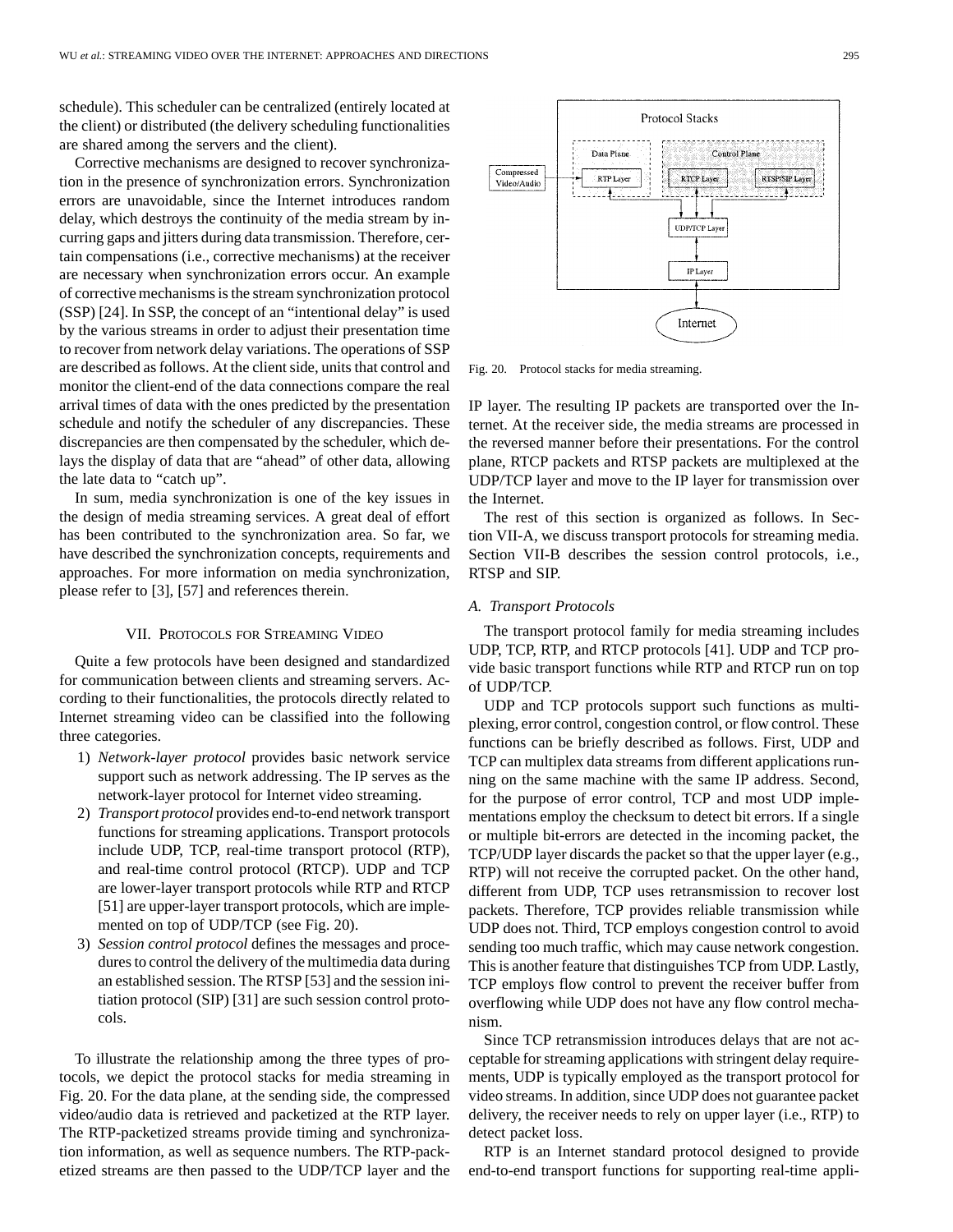schedule). This scheduler can be centralized (entirely located at the client) or distributed (the delivery scheduling functionalities are shared among the servers and the client).

Corrective mechanisms are designed to recover synchronization in the presence of synchronization errors. Synchronization errors are unavoidable, since the Internet introduces random delay, which destroys the continuity of the media stream by incurring gaps and jitters during data transmission. Therefore, certain compensations (i.e., corrective mechanisms) at the receiver are necessary when synchronization errors occur. An example of corrective mechanisms is the stream synchronization protocol (SSP) [24]. In SSP, the concept of an "intentional delay" is used by the various streams in order to adjust their presentation time to recover from network delay variations. The operations of SSP are described as follows. At the client side, units that control and monitor the client-end of the data connections compare the real arrival times of data with the ones predicted by the presentation schedule and notify the scheduler of any discrepancies. These discrepancies are then compensated by the scheduler, which delays the display of data that are "ahead" of other data, allowing the late data to "catch up".

In sum, media synchronization is one of the key issues in the design of media streaming services. A great deal of effort has been contributed to the synchronization area. So far, we have described the synchronization concepts, requirements and approaches. For more information on media synchronization, please refer to [3], [57] and references therein.

## VII. Protocols for Streaming Video

Quite a few protocols have been designed and standardized for communication between clients and streaming servers. According to their functionalities, the protocols directly related to Internet streaming video can be classified into the following three categories.

1) *Network-layer protocol* provides basic network service support such as network addressing. The IP serves as the network-layer protocol for Internet video streaming.
2) *Transport protocol* provides end-to-end network transport functions for streaming applications. Transport protocols include UDP, TCP, real-time transport protocol (RTP), and real-time control protocol (RTCP). UDP and TCP are lower-layer transport protocols while RTP and RTCP [51] are upper-layer transport protocols, which are implemented on top of UDP/TCP (see Fig. 20).
3) *Session control protocol* defines the messages and procedures to control the delivery of the multimedia data during an established session. The RTSP [53] and the session initiation protocol (SIP) [31] are such session control protocols.

To illustrate the relationship among the three types of protocols, we depict the protocol stacks for media streaming in Fig. 20. For the data plane, at the sending side, the compressed video/audio data is retrieved and packetized at the RTP layer. The RTP-packetized streams provide timing and synchronization information, as well as sequence numbers. The RTP-packetized streams are then passed to the UDP/TCP layer and the IP layer. The resulting IP packets are transported over the Internet. At the receiver side, the media streams are processed in the reversed manner before their presentations. For the control plane, RTCP packets and RTSP packets are multiplexed at the UDP/TCP layer and move to the IP layer for transmission over the Internet.

Protocol Stacks
Data Plane
Control Plane
Compressed Video/Audio
RTP Layer
RTCP Layer
RTSP/SIP Layer
UDP/TCP Layer
IP Layer
Internet

Fig. 20. Protocol stacks for media streaming.

The rest of this section is organized as follows. In Section VII-A, we discuss transport protocols for streaming media. Section VII-B describes the session control protocols, i.e., RTSP and SIP.

### A. Transport Protocols

The transport protocol family for media streaming includes UDP, TCP, RTP, and RTCP protocols [41]. UDP and TCP provide basic transport functions while RTP and RTCP run on top of UDP/TCP.

UDP and TCP protocols support such functions as multiplexing, error control, congestion control, or flow control. These functions can be briefly described as follows. First, UDP and TCP can multiplex data streams from different applications running on the same machine with the same IP address. Second, for the purpose of error control, TCP and most UDP implementations employ the checksum to detect bit errors. If a single or multiple bit-errors are detected in the incoming packet, the TCP/UDP layer discards the packet so that the upper layer (e.g., RTP) will not receive the corrupted packet. On the other hand, different from UDP, TCP uses retransmission to recover lost packets. Therefore, TCP provides reliable transmission while UDP does not. Third, TCP employs congestion control to avoid sending too much traffic, which may cause network congestion. This is another feature that distinguishes TCP from UDP. Lastly, TCP employs flow control to prevent the receiver buffer from overflowing while UDP does not have any flow control mechanism.

Since TCP retransmission introduces delays that are not acceptable for streaming applications with stringent delay requirements, UDP is typically employed as the transport protocol for video streams. In addition, since UDP does not guarantee packet delivery, the receiver needs to rely on upper layer (i.e., RTP) to detect packet loss.

RTP is an Internet standard protocol designed to provide end-to-end transport functions for supporting real-time appli-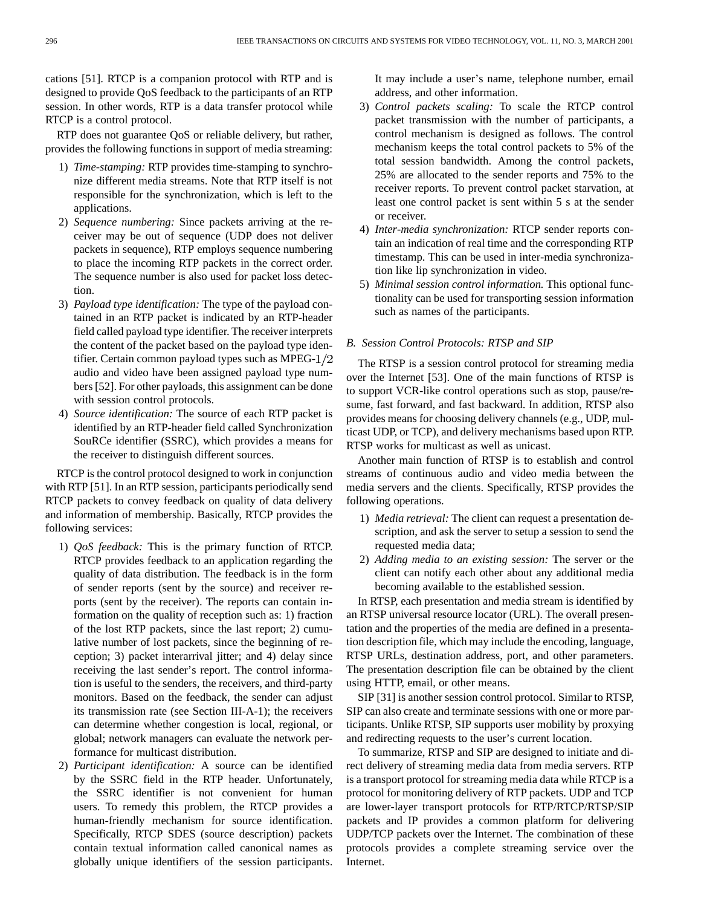cations [51]. RTCP is a companion protocol with RTP and is designed to provide QoS feedback to the participants of an RTP session. In other words, RTP is a data transfer protocol while RTCP is a control protocol.

RTP does not guarantee QoS or reliable delivery, but rather, provides the following functions in support of media streaming:

1) *Time-stamping:* RTP provides time-stamping to synchronize different media streams. Note that RTP itself is not responsible for the synchronization, which is left to the applications.
2) *Sequence numbering:* Since packets arriving at the receiver may be out of sequence (UDP does not deliver packets in sequence), RTP employs sequence numbering to place the incoming RTP packets in the correct order. The sequence number is also used for packet loss detection.
3) *Payload type identification:* The type of the payload contained in an RTP packet is indicated by an RTP-header field called payload type identifier. The receiver interprets the content of the packet based on the payload type identifier. Certain common payload types such as MPEG-1/2 audio and video have been assigned payload type numbers [52]. For other payloads, this assignment can be done with session control protocols.
4) *Source identification:* The source of each RTP packet is identified by an RTP-header field called Synchronization SouRCe identifier (SSRC), which provides a means for the receiver to distinguish different sources.

RTCP is the control protocol designed to work in conjunction with RTP [51]. In an RTP session, participants periodically send RTCP packets to convey feedback on quality of data delivery and information of membership. Basically, RTCP provides the following services:

1) *QoS feedback:* This is the primary function of RTCP. RTCP provides feedback to an application regarding the quality of data distribution. The feedback is in the form of sender reports (sent by the source) and receiver reports (sent by the receiver). The reports can contain information on the quality of reception such as: 1) fraction of the lost RTP packets, since the last report; 2) cumulative number of lost packets, since the beginning of reception; 3) packet interarrival jitter; and 4) delay since receiving the last sender's report. The control information is useful to the senders, the receivers, and third-party monitors. Based on the feedback, the sender can adjust its transmission rate (see Section III-A-1); the receivers can determine whether congestion is local, regional, or global; network managers can evaluate the network performance for multicast distribution.
2) *Participant identification:* A source can be identified by the SSRC field in the RTP header. Unfortunately, the SSRC identifier is not convenient for human users. To remedy this problem, the RTCP provides a human-friendly mechanism for source identification. Specifically, RTCP SDES (source description) packets contain textual information called canonical names as globally unique identifiers of the session participants. It may include a user's name, telephone number, email address, and other information.
3) *Control packets scaling:* To scale the RTCP control packet transmission with the number of participants, a control mechanism is designed as follows. The control mechanism keeps the total control packets to 5% of the total session bandwidth. Among the control packets, 25% are allocated to the sender reports and 75% to the receiver reports. To prevent control packet starvation, at least one control packet is sent within 5 s at the sender or receiver.
4) *Inter-media synchronization:* RTCP sender reports contain an indication of real time and the corresponding RTP timestamp. This can be used in inter-media synchronization like lip synchronization in video.
5) *Minimal session control information.* This optional functionality can be used for transporting session information such as names of the participants.

### *B. Session Control Protocols: RTSP and SIP*

The RTSP is a session control protocol for streaming media over the Internet [53]. One of the main functions of RTSP is to support VCR-like control operations such as stop, pause/resume, fast forward, and fast backward. In addition, RTSP also provides means for choosing delivery channels (e.g., UDP, multicast UDP, or TCP), and delivery mechanisms based upon RTP. RTSP works for multicast as well as unicast.

Another main function of RTSP is to establish and control streams of continuous audio and video media between the media servers and the clients. Specifically, RTSP provides the following operations.

1) *Media retrieval:* The client can request a presentation description, and ask the server to setup a session to send the requested media data;
2) *Adding media to an existing session:* The server or the client can notify each other about any additional media becoming available to the established session.

In RTSP, each presentation and media stream is identified by an RTSP universal resource locator (URL). The overall presentation and the properties of the media are defined in a presentation description file, which may include the encoding, language, RTSP URLs, destination address, port, and other parameters. The presentation description file can be obtained by the client using HTTP, email, or other means.

SIP [31] is another session control protocol. Similar to RTSP, SIP can also create and terminate sessions with one or more participants. Unlike RTSP, SIP supports user mobility by proxying and redirecting requests to the user's current location.

To summarize, RTSP and SIP are designed to initiate and direct delivery of streaming media data from media servers. RTP is a transport protocol for streaming media data while RTCP is a protocol for monitoring delivery of RTP packets. UDP and TCP are lower-layer transport protocols for RTP/RTCP/RTSP/SIP packets and IP provides a common platform for delivering UDP/TCP packets over the Internet. The combination of these protocols provides a complete streaming service over the Internet.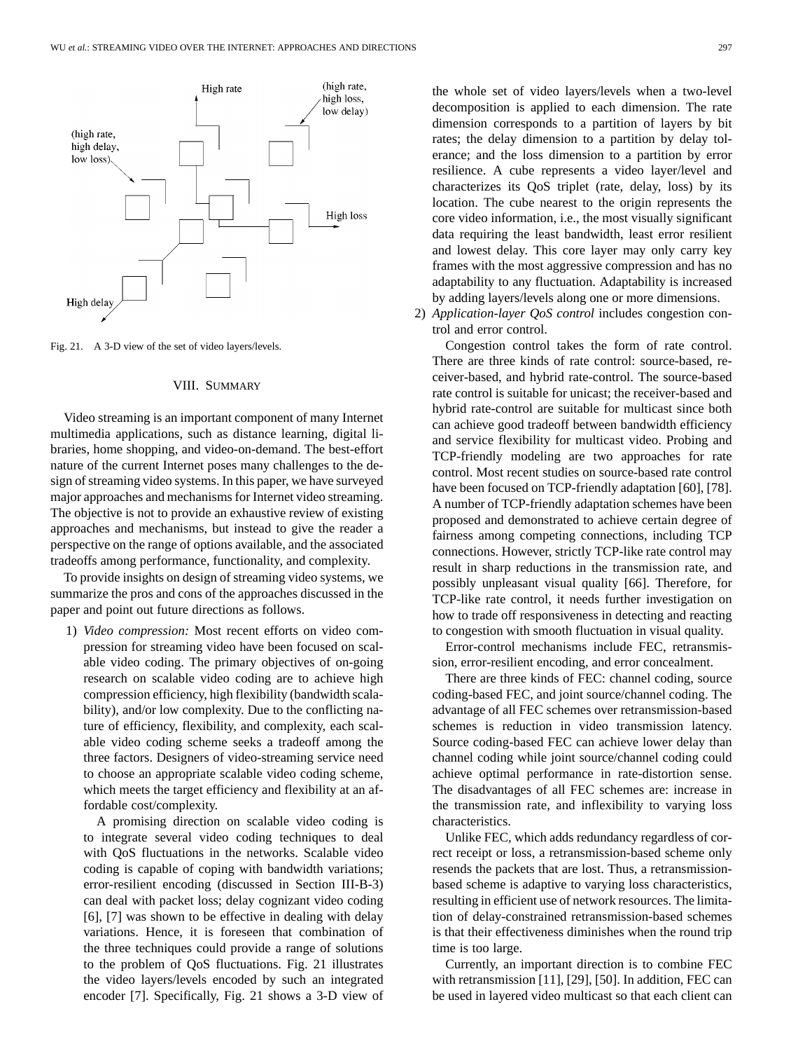High rate

(high rate, high loss, low delay)

(high rate, high delay, low loss)

High loss

High delay

Fig. 21. A 3-D view of the set of video layers/levels.

## VIII. SUMMARY

Video streaming is an important component of many Internet multimedia applications, such as distance learning, digital libraries, home shopping, and video-on-demand. The best-effort nature of the current Internet poses many challenges to the design of streaming video systems. In this paper, we have surveyed major approaches and mechanisms for Internet video streaming. The objective is not to provide an exhaustive review of existing approaches and mechanisms, but instead to give the reader a perspective on the range of options available, and the associated tradeoffs among performance, functionality, and complexity.

To provide insights on design of streaming video systems, we summarize the pros and cons of the approaches discussed in the paper and point out future directions as follows.

1) *Video compression:* Most recent efforts on video compression for streaming video have been focused on scalable video coding. The primary objectives of on-going research on scalable video coding are to achieve high compression efficiency, high flexibility (bandwidth scalability), and/or low complexity. Due to the conflicting nature of efficiency, flexibility, and complexity, each scalable video coding scheme seeks a tradeoff among the three factors. Designers of video-streaming service need to choose an appropriate scalable video coding scheme, which meets the target efficiency and flexibility at an affordable cost/complexity.

   A promising direction on scalable video coding is to integrate several video coding techniques to deal with QoS fluctuations in the networks. Scalable video coding is capable of coping with bandwidth variations; error-resilient encoding (discussed in Section III-B-3) can deal with packet loss; delay cognizant video coding [6], [7] was shown to be effective in dealing with delay variations. Hence, it is foreseen that combination of the three techniques could provide a range of solutions to the problem of QoS fluctuations. Fig. 21 illustrates the video layers/levels encoded by such an integrated encoder [7]. Specifically, Fig. 21 shows a 3-D view of the whole set of video layers/levels when a two-level decomposition is applied to each dimension. The rate dimension corresponds to a partition of layers by bit rates; the delay dimension to a partition by delay tolerance; and the loss dimension to a partition by error resilience. A cube represents a video layer/level and characterizes its QoS triplet (rate, delay, loss) by its location. The cube nearest to the origin represents the core video information, i.e., the most visually significant data requiring the least bandwidth, least error resilient and lowest delay. This core layer may only carry key frames with the most aggressive compression and has no adaptability to any fluctuation. Adaptability is increased by adding layers/levels along one or more dimensions.

2) *Application-layer QoS control* includes congestion control and error control.

   Congestion control takes the form of rate control. There are three kinds of rate control: source-based, receiver-based, and hybrid rate-control. The source-based rate control is suitable for unicast; the receiver-based and hybrid rate-control are suitable for multicast since both can achieve good tradeoff between bandwidth efficiency and service flexibility for multicast video. Probing and TCP-friendly modeling are two approaches for rate control. Most recent studies on source-based rate control have been focused on TCP-friendly adaptation [60], [78]. A number of TCP-friendly adaptation schemes have been proposed and demonstrated to achieve certain degree of fairness among competing connections, including TCP connections. However, strictly TCP-like rate control may result in sharp reductions in the transmission rate, and possibly unpleasant visual quality [66]. Therefore, for TCP-like rate control, it needs further investigation on how to trade off responsiveness in detecting and reacting to congestion with smooth fluctuation in visual quality.

   Error-control mechanisms include FEC, retransmission, error-resilient encoding, and error concealment.

   There are three kinds of FEC: channel coding, source coding-based FEC, and joint source/channel coding. The advantage of all FEC schemes over retransmission-based schemes is reduction in video transmission latency. Source coding-based FEC can achieve lower delay than channel coding while joint source/channel coding could achieve optimal performance in rate-distortion sense. The disadvantages of all FEC schemes are: increase in the transmission rate, and inflexibility to varying loss characteristics.

   Unlike FEC, which adds redundancy regardless of correct receipt or loss, a retransmission-based scheme only resends the packets that are lost. Thus, a retransmission-based scheme is adaptive to varying loss characteristics, resulting in efficient use of network resources. The limitation of delay-constrained retransmission-based schemes is that their effectiveness diminishes when the round trip time is too large.

   Currently, an important direction is to combine FEC with retransmission [11], [29], [50]. In addition, FEC can be used in layered video multicast so that each client can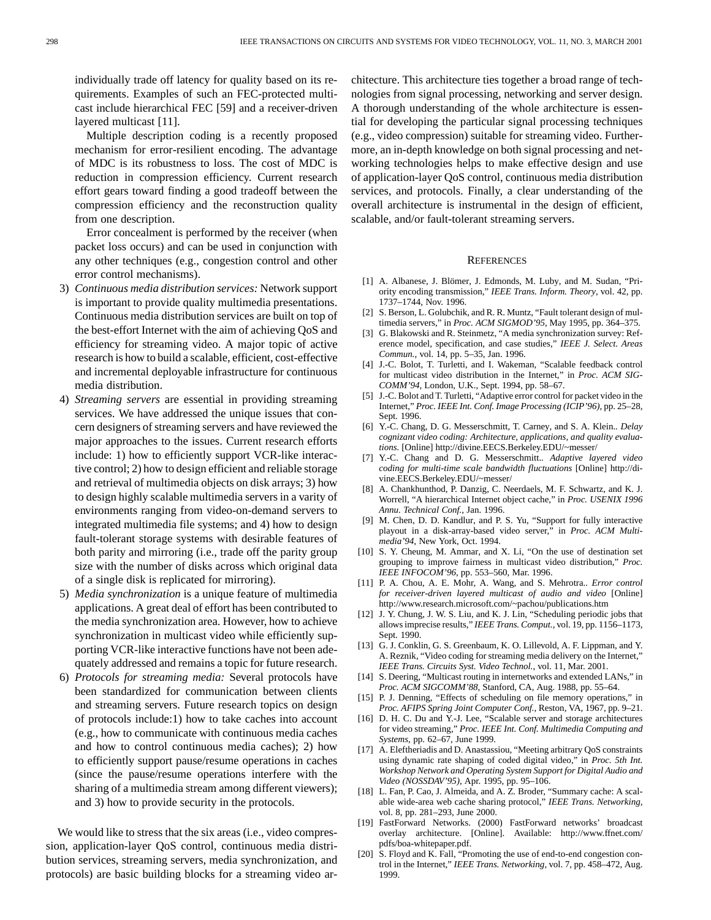individually trade off latency for quality based on its requirements. Examples of such an FEC-protected multicast include hierarchical FEC [59] and a receiver-driven layered multicast [11].

Multiple description coding is a recently proposed mechanism for error-resilient encoding. The advantage of MDC is its robustness to loss. The cost of MDC is reduction in compression efficiency. Current research effort gears toward finding a good tradeoff between the compression efficiency and the reconstruction quality from one description.

Error concealment is performed by the receiver (when packet loss occurs) and can be used in conjunction with any other techniques (e.g., congestion control and other error control mechanisms).

3) *Continuous media distribution services:* Network support is important to provide quality multimedia presentations. Continuous media distribution services are built on top of the best-effort Internet with the aim of achieving QoS and efficiency for streaming video. A major topic of active research is how to build a scalable, efficient, cost-effective and incremental deployable infrastructure for continuous media distribution.

4) *Streaming servers* are essential in providing streaming services. We have addressed the unique issues that concern designers of streaming servers and have reviewed the major approaches to the issues. Current research efforts include: 1) how to efficiently support VCR-like interactive control; 2) how to design efficient and reliable storage and retrieval of multimedia objects on disk arrays; 3) how to design highly scalable multimedia servers in a varity of environments ranging from video-on-demand servers to integrated multimedia file systems; and 4) how to design fault-tolerant storage systems with desirable features of both parity and mirroring (i.e., trade off the parity group size with the number of disks across which original data of a single disk is replicated for mirroring).

5) *Media synchronization* is a unique feature of multimedia applications. A great deal of effort has been contributed to the media synchronization area. However, how to achieve synchronization in multicast video while efficiently supporting VCR-like interactive functions have not been adequately addressed and remains a topic for future research.

6) *Protocols for streaming media:* Several protocols have been standardized for communication between clients and streaming servers. Future research topics on design of protocols include:1) how to take caches into account (e.g., how to communicate with continuous media caches and how to control continuous media caches); 2) how to efficiently support pause/resume operations in caches (since the pause/resume operations interfere with the sharing of a multimedia stream among different viewers); and 3) how to provide security in the protocols.

We would like to stress that the six areas (i.e., video compression, application-layer QoS control, continuous media distribution services, streaming servers, media synchronization, and protocols) are basic building blocks for a streaming video architecture. This architecture ties together a broad range of technologies from signal processing, networking and server design. A thorough understanding of the whole architecture is essential for developing the particular signal processing techniques (e.g., video compression) suitable for streaming video. Furthermore, an in-depth knowledge on both signal processing and networking technologies helps to make effective design and use of application-layer QoS control, continuous media distribution services, and protocols. Finally, a clear understanding of the overall architecture is instrumental in the design of efficient, scalable, and/or fault-tolerant streaming servers.

## References

[1] A. Albanese, J. Blömer, J. Edmonds, M. Luby, and M. Sudan, "Priority encoding transmission," *IEEE Trans. Inform. Theory*, vol. 42, pp. 1737–1744, Nov. 1996.

[2] S. Berson, L. Golubchik, and R. R. Muntz, "Fault tolerant design of multimedia servers," in *Proc. ACM SIGMOD'95*, May 1995, pp. 364–375.

[3] G. Blakowski and R. Steinmetz, "A media synchronization survey: Reference model, specification, and case studies," *IEEE J. Select. Areas Commun.*, vol. 14, pp. 5–35, Jan. 1996.

[4] J.-C. Bolot, T. Turletti, and I. Wakeman, "Scalable feedback control for multicast video distribution in the Internet," in *Proc. ACM SIGCOMM'94*, London, U.K., Sept. 1994, pp. 58–67.

[5] J.-C. Bolot and T. Turletti, "Adaptive error control for packet video in the Internet," *Proc. IEEE Int. Conf. Image Processing (ICIP'96)*, pp. 25–28, Sept. 1996.

[6] Y.-C. Chang, D. G. Messerschmitt, T. Carney, and S. A. Klein.. *Delay cognizant video coding: Architecture, applications, and quality evaluations.* [Online] http://divine.EECS.Berkeley.EDU/~messer/

[7] Y.-C. Chang and D. G. Messerschmitt.. *Adaptive layered video coding for multi-time scale bandwidth fluctuations* [Online] http://divine.EECS.Berkeley.EDU/~messer/

[8] A. Chankhunthod, P. Danzig, C. Neerdaels, M. F. Schwartz, and K. J. Worrell, "A hierarchical Internet object cache," in *Proc. USENIX 1996 Annu. Technical Conf.*, Jan. 1996.

[9] M. Chen, D. D. Kandlur, and P. S. Yu, "Support for fully interactive playout in a disk-array-based video server," in *Proc. ACM Multimedia'94*, New York, Oct. 1994.

[10] S. Y. Cheung, M. Ammar, and X. Li, "On the use of destination set grouping to improve fairness in multicast video distribution," *Proc. IEEE INFOCOM'96*, pp. 553–560, Mar. 1996.

[11] P. A. Chou, A. E. Mohr, A. Wang, and S. Mehrotra.. *Error control for receiver-driven layered multicast of audio and video* [Online] http://www.research.microsoft.com/~pachou/publications.htm

[12] J. Y. Chung, J. W. S. Liu, and K. J. Lin, "Scheduling periodic jobs that allows imprecise results," *IEEE Trans. Comput.*, vol. 19, pp. 1156–1173, Sept. 1990.

[13] G. J. Conklin, G. S. Greenbaum, K. O. Lillevold, A. F. Lippman, and Y. A. Reznik, "Video coding for streaming media delivery on the Internet," *IEEE Trans. Circuits Syst. Video Technol.*, vol. 11, Mar. 2001.

[14] S. Deering, "Multicast routing in internetworks and extended LANs," in *Proc. ACM SIGCOMM'88*, Stanford, CA, Aug. 1988, pp. 55–64.

[15] P. J. Denning, "Effects of scheduling on file memory operations," in *Proc. AFIPS Spring Joint Computer Conf.*, Reston, VA, 1967, pp. 9–21.

[16] D. H. C. Du and Y.-J. Lee, "Scalable server and storage architectures for video streaming," *Proc. IEEE Int. Conf. Multimedia Computing and Systems*, pp. 62–67, June 1999.

[17] A. Eleftheriadis and D. Anastassiou, "Meeting arbitrary QoS constraints using dynamic rate shaping of coded digital video," in *Proc. 5th Int. Workshop Network and Operating System Support for Digital Audio and Video (NOSSDAV'95)*, Apr. 1995, pp. 95–106.

[18] L. Fan, P. Cao, J. Almeida, and A. Z. Broder, "Summary cache: A scalable wide-area web cache sharing protocol," *IEEE Trans. Networking*, vol. 8, pp. 281–293, June 2000.

[19] FastForward Networks. (2000) FastForward networks' broadcast overlay architecture. [Online]. Available: http://www.ffnet.com/pdfs/boa-whitepaper.pdf.

[20] S. Floyd and K. Fall, "Promoting the use of end-to-end congestion control in the Internet," *IEEE Trans. Networking*, vol. 7, pp. 458–472, Aug. 1999.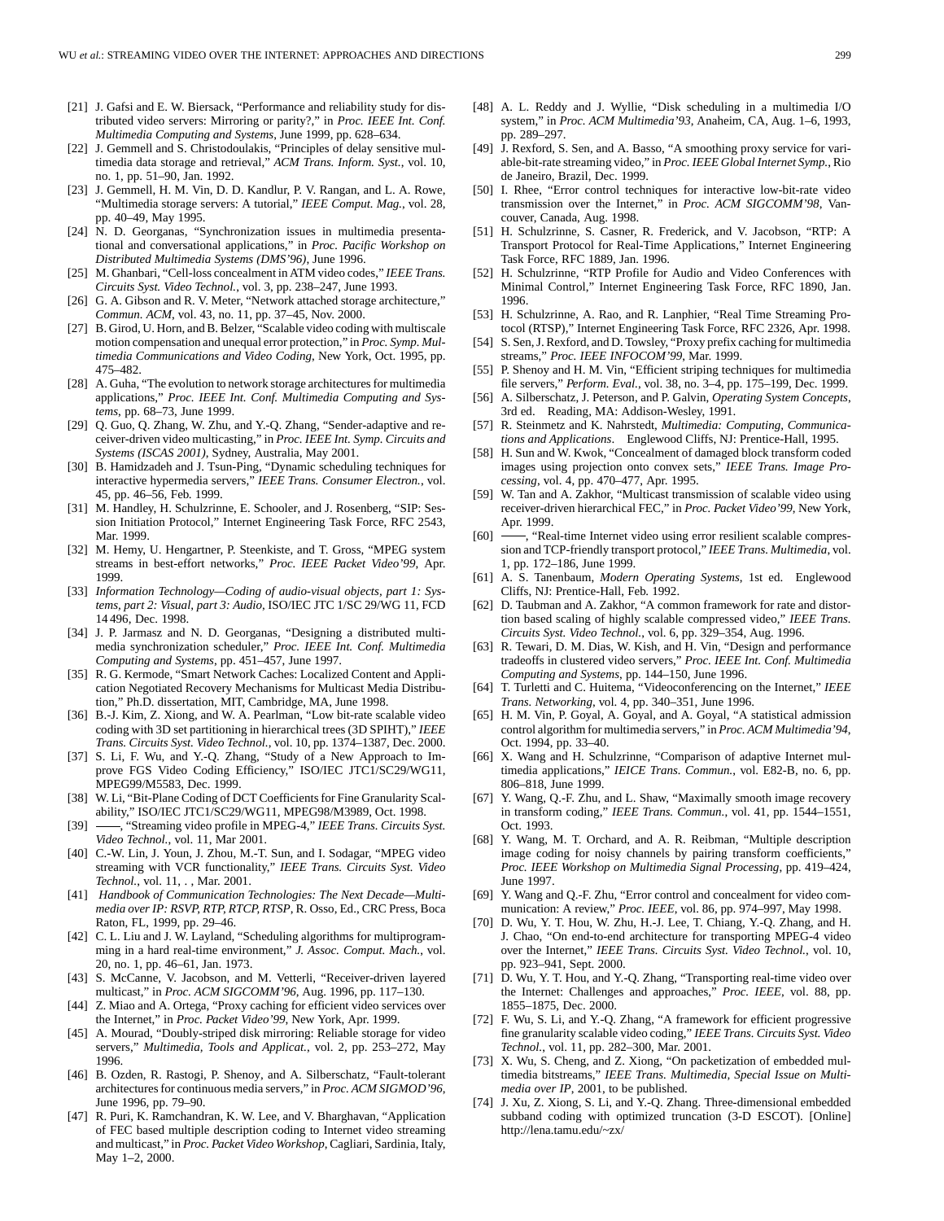[21] J. Gafsi and E. W. Biersack, "Performance and reliability study for distributed video servers: Mirroring or parity?," in *Proc. IEEE Int. Conf. Multimedia Computing and Systems*, June 1999, pp. 628–634.

[22] J. Gemmell and S. Christodoulakis, "Principles of delay sensitive multimedia data storage and retrieval," *ACM Trans. Inform. Syst.*, vol. 10, no. 1, pp. 51–90, Jan. 1992.

[23] J. Gemmell, H. M. Vin, D. D. Kandlur, P. V. Rangan, and L. A. Rowe, "Multimedia storage servers: A tutorial," *IEEE Comput. Mag.*, vol. 28, pp. 40–49, May 1995.

[24] N. D. Georganas, "Synchronization issues in multimedia presentational and conversational applications," in *Proc. Pacific Workshop on Distributed Multimedia Systems (DMS'96)*, June 1996.

[25] M. Ghanbari, "Cell-loss concealment in ATM video codes," *IEEE Trans. Circuits Syst. Video Technol.*, vol. 3, pp. 238–247, June 1993.

[26] G. A. Gibson and R. V. Meter, "Network attached storage architecture," *Commun. ACM*, vol. 43, no. 11, pp. 37–45, Nov. 2000.

[27] B. Girod, U. Horn, and B. Belzer, "Scalable video coding with multiscale motion compensation and unequal error protection," in *Proc. Symp. Multimedia Communications and Video Coding*, New York, Oct. 1995, pp. 475–482.

[28] A. Guha, "The evolution to network storage architectures for multimedia applications," *Proc. IEEE Int. Conf. Multimedia Computing and Systems*, pp. 68–73, June 1999.

[29] Q. Guo, Q. Zhang, W. Zhu, and Y.-Q. Zhang, "Sender-adaptive and receiver-driven video multicasting," in *Proc. IEEE Int. Symp. Circuits and Systems (ISCAS 2001)*, Sydney, Australia, May 2001.

[30] B. Hamidzadeh and J. Tsun-Ping, "Dynamic scheduling techniques for interactive hypermedia servers," *IEEE Trans. Consumer Electron.*, vol. 45, pp. 46–56, Feb. 1999.

[31] M. Handley, H. Schulzrinne, E. Schooler, and J. Rosenberg, "SIP: Session Initiation Protocol," Internet Engineering Task Force, RFC 2543, Mar. 1999.

[32] M. Hemy, U. Hengartner, P. Steenkiste, and T. Gross, "MPEG system streams in best-effort networks," *Proc. IEEE Packet Video'99*, Apr. 1999.

[33] *Information Technology—Coding of audio-visual objects, part 1: Systems, part 2: Visual, part 3: Audio*, ISO/IEC JTC 1/SC 29/WG 11, FCD 14 496, Dec. 1998.

[34] J. P. Jarmasz and N. D. Georganas, "Designing a distributed multimedia synchronization scheduler," *Proc. IEEE Int. Conf. Multimedia Computing and Systems*, pp. 451–457, June 1997.

[35] R. G. Kermode, "Smart Network Caches: Localized Content and Application Negotiated Recovery Mechanisms for Multicast Media Distribution," Ph.D. dissertation, MIT, Cambridge, MA, June 1998.

[36] B.-J. Kim, Z. Xiong, and W. A. Pearlman, "Low bit-rate scalable video coding with 3D set partitioning in hierarchical trees (3D SPIHT)," *IEEE Trans. Circuits Syst. Video Technol.*, vol. 10, pp. 1374–1387, Dec. 2000.

[37] S. Li, F. Wu, and Y.-Q. Zhang, "Study of a New Approach to Improve FGS Video Coding Efficiency," ISO/IEC JTC1/SC29/WG11, MPEG99/M5583, Dec. 1999.

[38] W. Li, "Bit-Plane Coding of DCT Coefficients for Fine Granularity Scalability," ISO/IEC JTC1/SC29/WG11, MPEG98/M3989, Oct. 1998.

[39] ——, "Streaming video profile in MPEG-4," *IEEE Trans. Circuits Syst. Video Technol.*, vol. 11, Mar 2001.

[40] C.-W. Lin, J. Youn, J. Zhou, M.-T. Sun, and I. Sodagar, "MPEG video streaming with VCR functionality," *IEEE Trans. Circuits Syst. Video Technol.*, vol. 11, , Mar. 2001.

[41] *Handbook of Communication Technologies: The Next Decade—Multimedia over IP: RSVP, RTP, RTCP, RTSP*, R. Osso, Ed., CRC Press, Boca Raton, FL, 1999, pp. 29–46.

[42] C. L. Liu and J. W. Layland, "Scheduling algorithms for multiprogramming in a hard real-time environment," *J. Assoc. Comput. Mach.*, vol. 20, no. 1, pp. 46–61, Jan. 1973.

[43] S. McCanne, V. Jacobson, and M. Vetterli, "Receiver-driven layered multicast," in *Proc. ACM SIGCOMM'96*, Aug. 1996, pp. 117–130.

[44] Z. Miao and A. Ortega, "Proxy caching for efficient video services over the Internet," in *Proc. Packet Video'99*, New York, Apr. 1999.

[45] A. Mourad, "Doubly-striped disk mirroring: Reliable storage for video servers," *Multimedia, Tools and Applicat.*, vol. 2, pp. 253–272, May 1996.

[46] B. Ozden, R. Rastogi, P. Shenoy, and A. Silberschatz, "Fault-tolerant architectures for continuous media servers," in *Proc. ACM SIGMOD'96*, June 1996, pp. 79–90.

[47] R. Puri, K. Ramchandran, K. W. Lee, and V. Bharghavan, "Application of FEC based multiple description coding to Internet video streaming and multicast," in *Proc. Packet Video Workshop*, Cagliari, Sardinia, Italy, May 1–2, 2000.

[48] A. L. Reddy and J. Wyllie, "Disk scheduling in a multimedia I/O system," in *Proc. ACM Multimedia'93*, Anaheim, CA, Aug. 1–6, 1993, pp. 289–297.

[49] J. Rexford, S. Sen, and A. Basso, "A smoothing proxy service for variable-bit-rate streaming video," in *Proc. IEEE Global Internet Symp.*, Rio de Janeiro, Brazil, Dec. 1999.

[50] I. Rhee, "Error control techniques for interactive low-bit-rate video transmission over the Internet," in *Proc. ACM SIGCOMM'98*, Vancouver, Canada, Aug. 1998.

[51] H. Schulzrinne, S. Casner, R. Frederick, and V. Jacobson, "RTP: A Transport Protocol for Real-Time Applications," Internet Engineering Task Force, RFC 1889, Jan. 1996.

[52] H. Schulzrinne, "RTP Profile for Audio and Video Conferences with Minimal Control," Internet Engineering Task Force, RFC 1890, Jan. 1996.

[53] H. Schulzrinne, A. Rao, and R. Lanphier, "Real Time Streaming Protocol (RTSP)," Internet Engineering Task Force, RFC 2326, Apr. 1998.

[54] S. Sen, J. Rexford, and D. Towsley, "Proxy prefix caching for multimedia streams," *Proc. IEEE INFOCOM'99*, Mar. 1999.

[55] P. Shenoy and H. M. Vin, "Efficient striping techniques for multimedia file servers," *Perform. Eval.*, vol. 38, no. 3–4, pp. 175–199, Dec. 1999.

[56] A. Silberschatz, J. Peterson, and P. Galvin, *Operating System Concepts*, 3rd ed. Reading, MA: Addison-Wesley, 1991.

[57] R. Steinmetz and K. Nahrstedt, *Multimedia: Computing, Communications and Applications*. Englewood Cliffs, NJ: Prentice-Hall, 1995.

[58] H. Sun and W. Kwok, "Concealment of damaged block transform coded images using projection onto convex sets," *IEEE Trans. Image Processing*, vol. 4, pp. 470–477, Apr. 1995.

[59] W. Tan and A. Zakhor, "Multicast transmission of scalable video using receiver-driven hierarchical FEC," in *Proc. Packet Video'99*, New York, Apr. 1999.

[60] ——, "Real-time Internet video using error resilient scalable compression and TCP-friendly transport protocol," *IEEE Trans. Multimedia*, vol. 1, pp. 172–186, June 1999.

[61] A. S. Tanenbaum, *Modern Operating Systems*, 1st ed. Englewood Cliffs, NJ: Prentice-Hall, Feb. 1992.

[62] D. Taubman and A. Zakhor, "A common framework for rate and distortion based scaling of highly scalable compressed video," *IEEE Trans. Circuits Syst. Video Technol.*, vol. 6, pp. 329–354, Aug. 1996.

[63] R. Tewari, D. M. Dias, W. Kish, and H. Vin, "Design and performance tradeoffs in clustered video servers," *Proc. IEEE Int. Conf. Multimedia Computing and Systems*, pp. 144–150, June 1996.

[64] T. Turletti and C. Huitema, "Videoconferencing on the Internet," *IEEE Trans. Networking*, vol. 4, pp. 340–351, June 1996.

[65] H. M. Vin, P. Goyal, A. Goyal, and A. Goyal, "A statistical admission control algorithm for multimedia servers," in *Proc. ACM Multimedia'94*, Oct. 1994, pp. 33–40.

[66] X. Wang and H. Schulzrinne, "Comparison of adaptive Internet multimedia applications," *IEICE Trans. Commun.*, vol. E82-B, no. 6, pp. 806–818, June 1999.

[67] Y. Wang, Q.-F. Zhu, and L. Shaw, "Maximally smooth image recovery in transform coding," *IEEE Trans. Commun.*, vol. 41, pp. 1544–1551, Oct. 1993.

[68] Y. Wang, M. T. Orchard, and A. R. Reibman, "Multiple description image coding for noisy channels by pairing transform coefficients," *Proc. IEEE Workshop on Multimedia Signal Processing*, pp. 419–424, June 1997.

[69] Y. Wang and Q.-F. Zhu, "Error control and concealment for video communication: A review," *Proc. IEEE*, vol. 86, pp. 974–997, May 1998.

[70] D. Wu, Y. T. Hou, W. Zhu, H.-J. Lee, T. Chiang, Y.-Q. Zhang, and H. J. Chao, "On end-to-end architecture for transporting MPEG-4 video over the Internet," *IEEE Trans. Circuits Syst. Video Technol.*, vol. 10, pp. 923–941, Sept. 2000.

[71] D. Wu, Y. T. Hou, and Y.-Q. Zhang, "Transporting real-time video over the Internet: Challenges and approaches," *Proc. IEEE*, vol. 88, pp. 1855–1875, Dec. 2000.

[72] F. Wu, S. Li, and Y.-Q. Zhang, "A framework for efficient progressive fine granularity scalable video coding," *IEEE Trans. Circuits Syst. Video Technol.*, vol. 11, pp. 282–300, Mar. 2001.

[73] X. Wu, S. Cheng, and Z. Xiong, "On packetization of embedded multimedia bitstreams," *IEEE Trans. Multimedia, Special Issue on Multimedia over IP*, 2001, to be published.

[74] J. Xu, Z. Xiong, S. Li, and Y.-Q. Zhang. Three-dimensional embedded subband coding with optimized truncation (3-D ESCOT). [Online] http://lena.tamu.edu/~zx/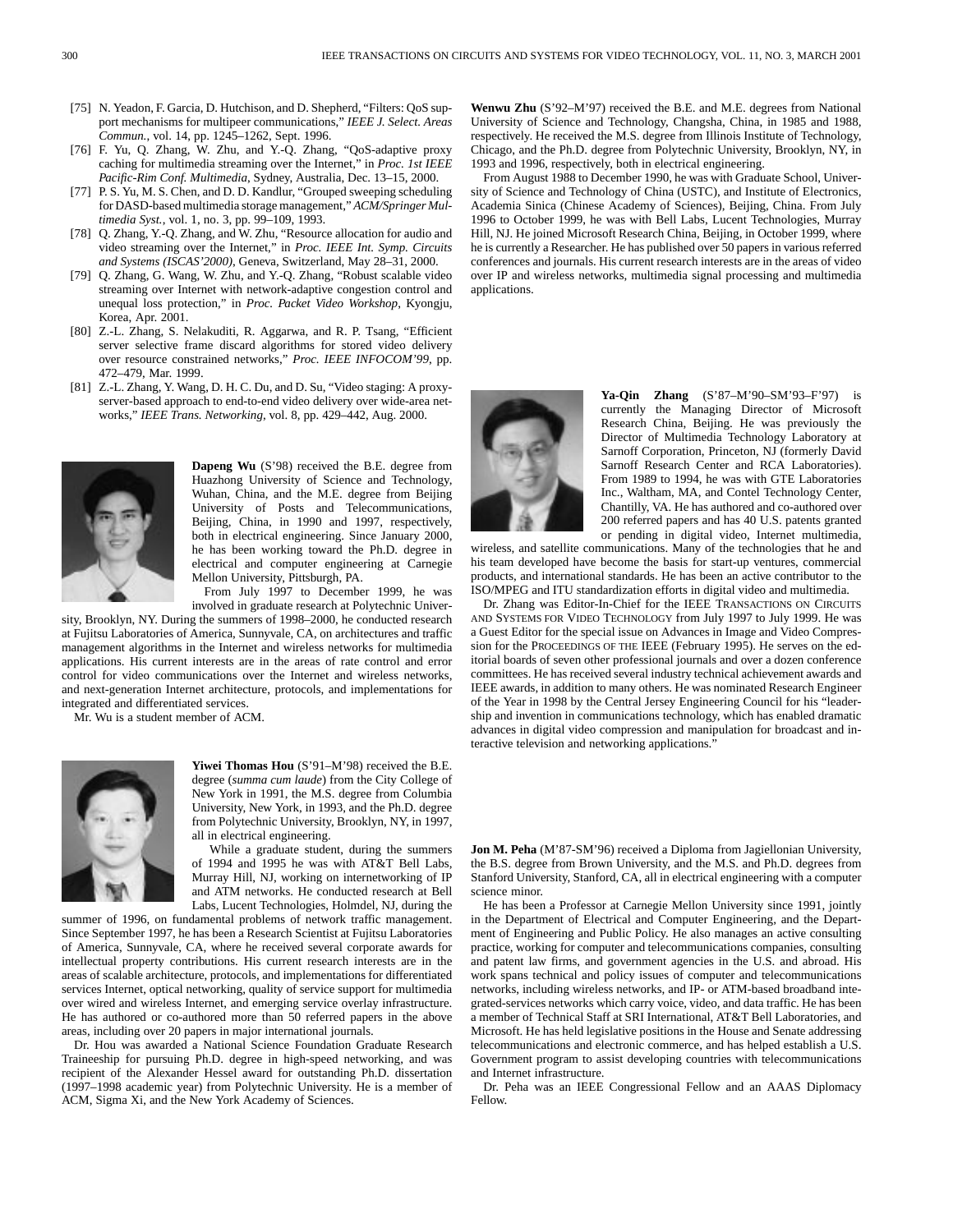[75] N. Yeadon, F. Garcia, D. Hutchison, and D. Shepherd, "Filters: QoS support mechanisms for multipeer communications," *IEEE J. Select. Areas Commun.*, vol. 14, pp. 1245–1262, Sept. 1996.

[76] F. Yu, Q. Zhang, W. Zhu, and Y.-Q. Zhang, "QoS-adaptive proxy caching for multimedia streaming over the Internet," in *Proc. 1st IEEE Pacific-Rim Conf. Multimedia*, Sydney, Australia, Dec. 13–15, 2000.

[77] P. S. Yu, M. S. Chen, and D. D. Kandlur, "Grouped sweeping scheduling for DASD-based multimedia storage management," *ACM/Springer Multimedia Syst.*, vol. 1, no. 3, pp. 99–109, 1993.

[78] Q. Zhang, Y.-Q. Zhang, and W. Zhu, "Resource allocation for audio and video streaming over the Internet," in *Proc. IEEE Int. Symp. Circuits and Systems (ISCAS'2000)*, Geneva, Switzerland, May 28–31, 2000.

[79] Q. Zhang, G. Wang, W. Zhu, and Y.-Q. Zhang, "Robust scalable video streaming over Internet with network-adaptive congestion control and unequal loss protection," in *Proc. Packet Video Workshop*, Kyongju, Korea, Apr. 2001.

[80] Z.-L. Zhang, S. Nelakuditi, R. Aggarwa, and R. P. Tsang, "Efficient server selective frame discard algorithms for stored video delivery over resource constrained networks," *Proc. IEEE INFOCOM'99*, pp. 472–479, Mar. 1999.

[81] Z.-L. Zhang, Y. Wang, D. H. C. Du, and D. Su, "Video staging: A proxy-server-based approach to end-to-end video delivery over wide-area networks," *IEEE Trans. Networking*, vol. 8, pp. 429–442, Aug. 2000.

**Dapeng Wu** (S'98) received the B.E. degree from Huazhong University of Science and Technology, Wuhan, China, and the M.E. degree from Beijing University of Posts and Telecommunications, Beijing, China, in 1990 and 1997, respectively, both in electrical engineering. Since January 2000, he has been working toward the Ph.D. degree in electrical and computer engineering at Carnegie Mellon University, Pittsburgh, PA.

From July 1997 to December 1999, he was involved in graduate research at Polytechnic University, Brooklyn, NY. During the summers of 1998–2000, he conducted research at Fujitsu Laboratories of America, Sunnyvale, CA, on architectures and traffic management algorithms in the Internet and wireless networks for multimedia applications. His current interests are in the areas of rate control and error control for video communications over the Internet and wireless networks, and next-generation Internet architecture, protocols, and implementations for integrated and differentiated services.

Mr. Wu is a student member of ACM.

**Yiwei Thomas Hou** (S'91–M'98) received the B.E. degree (*summa cum laude*) from the City College of New York in 1991, the M.S. degree from Columbia University, New York, in 1993, and the Ph.D. degree from Polytechnic University, Brooklyn, NY, in 1997, all in electrical engineering.

While a graduate student, during the summers of 1994 and 1995 he was with AT&T Bell Labs, Murray Hill, NJ, working on internetworking of IP and ATM networks. He conducted research at Bell Labs, Lucent Technologies, Holmdel, NJ, during the summer of 1996, on fundamental problems of network traffic management. Since September 1997, he has been a Research Scientist at Fujitsu Laboratories of America, Sunnyvale, CA, where he received several corporate awards for intellectual property contributions. His current research interests are in the areas of scalable architecture, protocols, and implementations for differentiated services Internet, optical networking, quality of service support for multimedia over wired and wireless Internet, and emerging service overlay infrastructure. He has authored or co-authored more than 50 referred papers in the above areas, including over 20 papers in major international journals.

Dr. Hou was awarded a National Science Foundation Graduate Research Traineeship for pursuing Ph.D. degree in high-speed networking, and was recipient of the Alexander Hessel award for outstanding Ph.D. dissertation (1997–1998 academic year) from Polytechnic University. He is a member of ACM, Sigma Xi, and the New York Academy of Sciences.

**Wenwu Zhu** (S'92–M'97) received the B.E. and M.E. degrees from National University of Science and Technology, Changsha, China, in 1985 and 1988, respectively. He received the M.S. degree from Illinois Institute of Technology, Chicago, and the Ph.D. degree from Polytechnic University, Brooklyn, NY, in 1993 and 1996, respectively, both in electrical engineering.

From August 1988 to December 1990, he was with Graduate School, University of Science and Technology of China (USTC), and Institute of Electronics, Academia Sinica (Chinese Academy of Sciences), Beijing, China. From July 1996 to October 1999, he was with Bell Labs, Lucent Technologies, Murray Hill, NJ. He joined Microsoft Research China, Beijing, in October 1999, where he is currently a Researcher. He has published over 50 papers in various referred conferences and journals. His current research interests are in the areas of video over IP and wireless networks, multimedia signal processing and multimedia applications.

**Ya-Qin Zhang** (S'87–M'90–SM'93–F'97) is currently the Managing Director of Microsoft Research China, Beijing. He was previously the Director of Multimedia Technology Laboratory at Sarnoff Corporation, Princeton, NJ (formerly David Sarnoff Research Center and RCA Laboratories). From 1989 to 1994, he was with GTE Laboratories Inc., Waltham, MA, and Contel Technology Center, Chantilly, VA. He has authored and co-authored over 200 referred papers and has 40 U.S. patents granted or pending in digital video, Internet multimedia, wireless, and satellite communications. Many of the technologies that he and his team developed have become the basis for start-up ventures, commercial products, and international standards. He has been an active contributor to the ISO/MPEG and ITU standardization efforts in digital video and multimedia.

Dr. Zhang was Editor-In-Chief for the IEEE TRANSACTIONS ON CIRCUITS AND SYSTEMS FOR VIDEO TECHNOLOGY from July 1997 to July 1999. He was a Guest Editor for the special issue on Advances in Image and Video Compression for the PROCEEDINGS OF THE IEEE (February 1995). He serves on the editorial boards of seven other professional journals and over a dozen conference committees. He has received several industry technical achievement awards and IEEE awards, in addition to many others. He was nominated Research Engineer of the Year in 1998 by the Central Jersey Engineering Council for his "leadership and invention in communications technology, which has enabled dramatic advances in digital video compression and manipulation for broadcast and interactive television and networking applications."

**Jon M. Peha** (M'87-SM'96) received a Diploma from Jagiellonian University, the B.S. degree from Brown University, and the M.S. and Ph.D. degrees from Stanford University, Stanford, CA, all in electrical engineering with a computer science minor.

He has been a Professor at Carnegie Mellon University since 1991, jointly in the Department of Electrical and Computer Engineering, and the Department of Engineering and Public Policy. He also manages an active consulting practice, working for computer and telecommunications companies, consulting and patent law firms, and government agencies in the U.S. and abroad. His work spans technical and policy issues of computer and telecommunications networks, including wireless networks, and IP- or ATM-based broadband integrated-services networks which carry voice, video, and data traffic. He has been a member of Technical Staff at SRI International, AT&T Bell Laboratories, and Microsoft. He has held legislative positions in the House and Senate addressing telecommunications and electronic commerce, and has helped establish a U.S. Government program to assist developing countries with telecommunications and Internet infrastructure.

Dr. Peha was an IEEE Congressional Fellow and an AAAS Diplomacy Fellow.